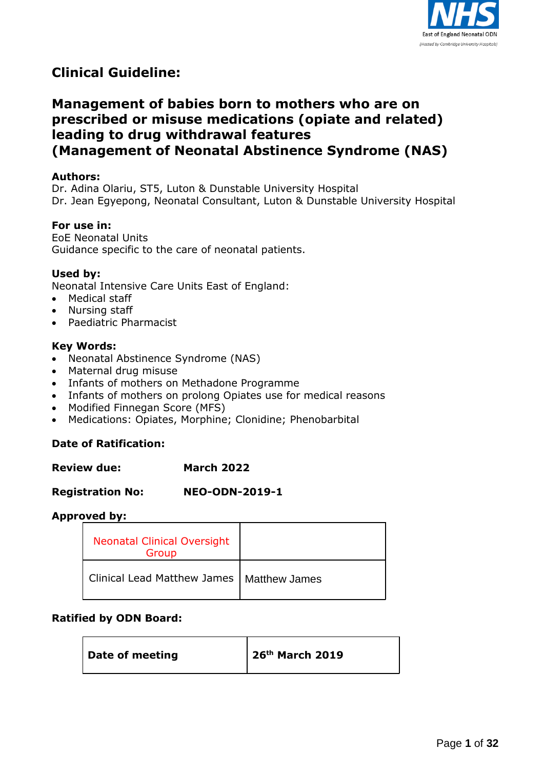NHS East of England Neonatal ODN (Hosted by Cambridge University Hospitals)

# Clinical Guideline:

## Management of babies born to mothers who are on prescribed or misuse medications (opiate and related) leading to drug withdrawal features (Management of Neonatal Abstinence Syndrome (NAS)

**Authors:**
Dr. Adina Olariu, ST5, Luton & Dunstable University Hospital
Dr. Jean Egyepong, Neonatal Consultant, Luton & Dunstable University Hospital

**For use in:**
EoE Neonatal Units
Guidance specific to the care of neonatal patients.

**Used by:**
Neonatal Intensive Care Units East of England:

- Medical staff
- Nursing staff
- Paediatric Pharmacist

**Key Words:**

- Neonatal Abstinence Syndrome (NAS)
- Maternal drug misuse
- Infants of mothers on Methadone Programme
- Infants of mothers on prolong Opiates use for medical reasons
- Modified Finnegan Score (MFS)
- Medications: Opiates, Morphine; Clonidine; Phenobarbital

**Date of Ratification:**

**Review due:** **March 2022**

**Registration No:** **NEO-ODN-2019-1**

**Approved by:**

| | |
|---|---|
| Neonatal Clinical Oversight Group | |
| Clinical Lead Matthew James | Matthew James |

**Ratified by ODN Board:**

| | |
|---|---|
| **Date of meeting** | **26th March 2019** |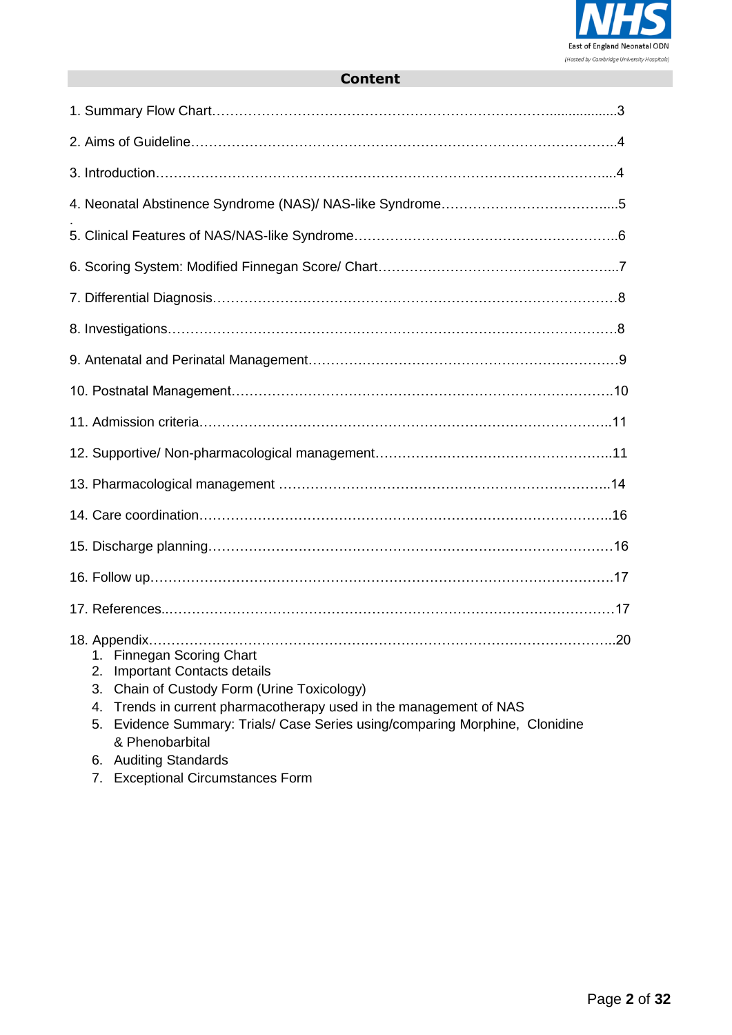## Content

1. Summary Flow Chart……………………………………………………………..................3

2. Aims of Guideline…………………………………………………………………………..4

3. Introduction………………………………………………………………………………....4

4. Neonatal Abstinence Syndrome (NAS)/ NAS-like Syndrome………………………………....5

5. Clinical Features of NAS/NAS-like Syndrome…………………………………………………..6

6. Scoring System: Modified Finnegan Score/ Chart……………………………………………...7

7. Differential Diagnosis…………………………………………………………………………8

8. Investigations…………………………………………………………………………………8

9. Antenatal and Perinatal Management……………………………………………………….9

10. Postnatal Management…………………………………………………………………….10

11. Admission criteria………………………………………………………………………...11

12. Supportive/ Non-pharmacological management……………………………………………..11

13. Pharmacological management ………………………………………………………………..14

14. Care coordination………………………………………………………………………..16

15. Discharge planning……………………………………………………………………….16

16. Follow up…………………………………………………………………………………17

17. References..………………………………………………………………………………17

18. Appendix………………………………………………………………………………..20
   1. Finnegan Scoring Chart
   2. Important Contacts details
   3. Chain of Custody Form (Urine Toxicology)
   4. Trends in current pharmacotherapy used in the management of NAS
   5. Evidence Summary: Trials/ Case Series using/comparing Morphine, Clonidine & Phenobarbital
   6. Auditing Standards
   7. Exceptional Circumstances Form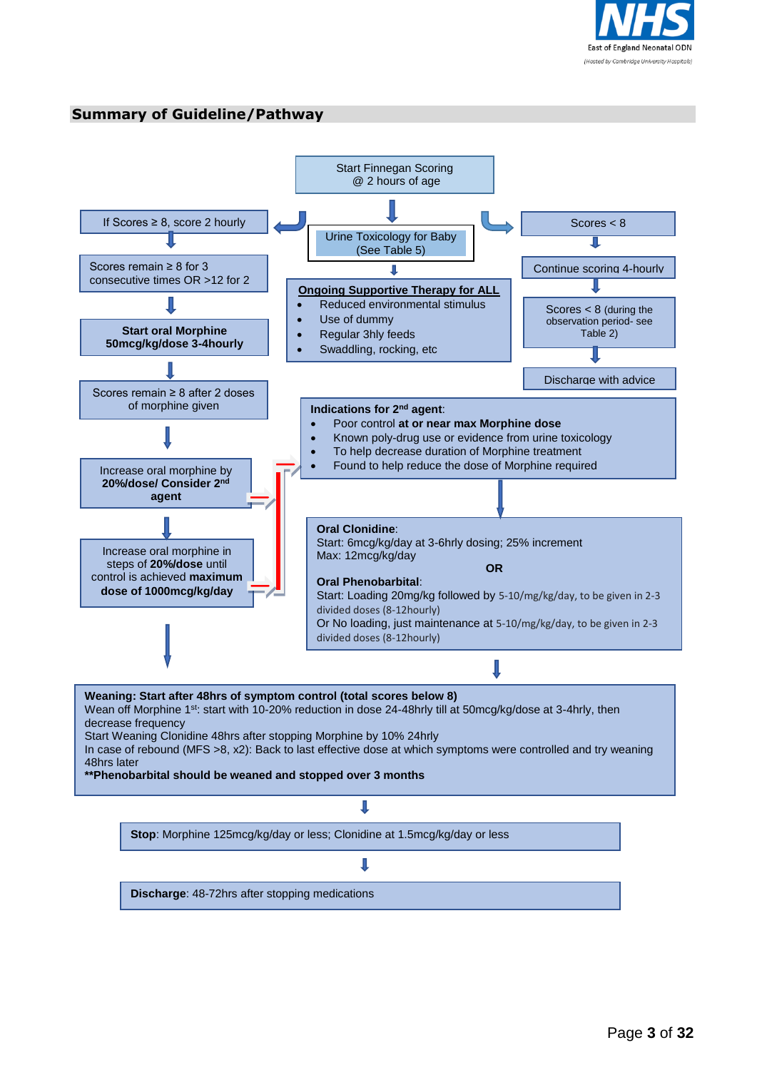## Summary of Guideline/Pathway

Start Finnegan Scoring @ 2 hours of age

Urine Toxicology for Baby (See Table 5)

**Ongoing Supportive Therapy for ALL**

- Reduced environmental stimulus
- Use of dummy
- Regular 3hly feeds
- Swaddling, rocking, etc

If Scores ≥ 8, score 2 hourly

Scores remain ≥ 8 for 3 consecutive times OR >12 for 2

**Start oral Morphine 50mcg/kg/dose 3-4hourly**

Scores remain ≥ 8 after 2 doses of morphine given

Increase oral morphine by **20%/dose/ Consider 2nd agent**

Increase oral morphine in steps of **20%/dose** until control is achieved **maximum dose of 1000mcg/kg/day**

Scores < 8

Continue scoring 4-hourly

Scores < 8 (during the observation period- see Table 2)

Discharge with advice

**Indications for 2nd agent**:

- Poor control **at or near max Morphine dose**
- Known poly-drug use or evidence from urine toxicology
- To help decrease duration of Morphine treatment
- Found to help reduce the dose of Morphine required

**Oral Clonidine**:
Start: 6mcg/kg/day at 3-6hrly dosing; 25% increment
Max: 12mcg/kg/day

**OR**

**Oral Phenobarbital**:
Start: Loading 20mg/kg followed by 5-10/mg/kg/day, to be given in 2-3 divided doses (8-12hourly)
Or No loading, just maintenance at 5-10/mg/kg/day, to be given in 2-3 divided doses (8-12hourly)

**Weaning: Start after 48hrs of symptom control (total scores below 8)**
Wean off Morphine 1st: start with 10-20% reduction in dose 24-48hrly till at 50mcg/kg/dose at 3-4hrly, then decrease frequency
Start Weaning Clonidine 48hrs after stopping Morphine by 10% 24hrly
In case of rebound (MFS >8, x2): Back to last effective dose at which symptoms were controlled and try weaning 48hrs later
**\*\*Phenobarbital should be weaned and stopped over 3 months**

**Stop**: Morphine 125mcg/kg/day or less; Clonidine at 1.5mcg/kg/day or less

**Discharge**: 48-72hrs after stopping medications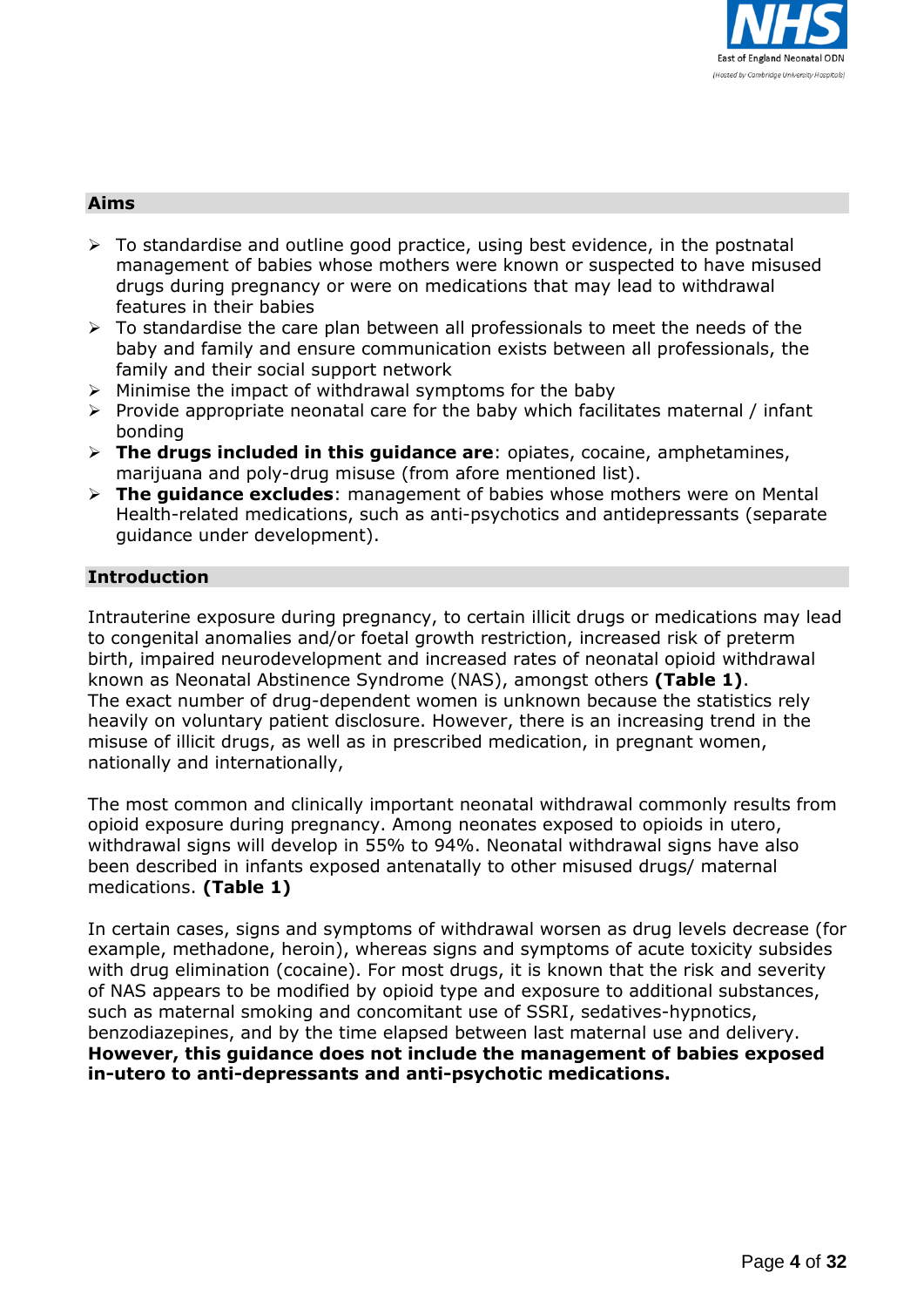## Aims

- To standardise and outline good practice, using best evidence, in the postnatal management of babies whose mothers were known or suspected to have misused drugs during pregnancy or were on medications that may lead to withdrawal features in their babies
- To standardise the care plan between all professionals to meet the needs of the baby and family and ensure communication exists between all professionals, the family and their social support network
- Minimise the impact of withdrawal symptoms for the baby
- Provide appropriate neonatal care for the baby which facilitates maternal / infant bonding
- **The drugs included in this guidance are**: opiates, cocaine, amphetamines, marijuana and poly-drug misuse (from afore mentioned list).
- **The guidance excludes**: management of babies whose mothers were on Mental Health-related medications, such as anti-psychotics and antidepressants (separate guidance under development).

## Introduction

Intrauterine exposure during pregnancy, to certain illicit drugs or medications may lead to congenital anomalies and/or foetal growth restriction, increased risk of preterm birth, impaired neurodevelopment and increased rates of neonatal opioid withdrawal known as Neonatal Abstinence Syndrome (NAS), amongst others **(Table 1)**.
The exact number of drug-dependent women is unknown because the statistics rely heavily on voluntary patient disclosure. However, there is an increasing trend in the misuse of illicit drugs, as well as in prescribed medication, in pregnant women, nationally and internationally,

The most common and clinically important neonatal withdrawal commonly results from opioid exposure during pregnancy. Among neonates exposed to opioids in utero, withdrawal signs will develop in 55% to 94%. Neonatal withdrawal signs have also been described in infants exposed antenatally to other misused drugs/ maternal medications. **(Table 1)**

In certain cases, signs and symptoms of withdrawal worsen as drug levels decrease (for example, methadone, heroin), whereas signs and symptoms of acute toxicity subsides with drug elimination (cocaine). For most drugs, it is known that the risk and severity of NAS appears to be modified by opioid type and exposure to additional substances, such as maternal smoking and concomitant use of SSRI, sedatives-hypnotics, benzodiazepines, and by the time elapsed between last maternal use and delivery. **However, this guidance does not include the management of babies exposed in-utero to anti-depressants and anti-psychotic medications.**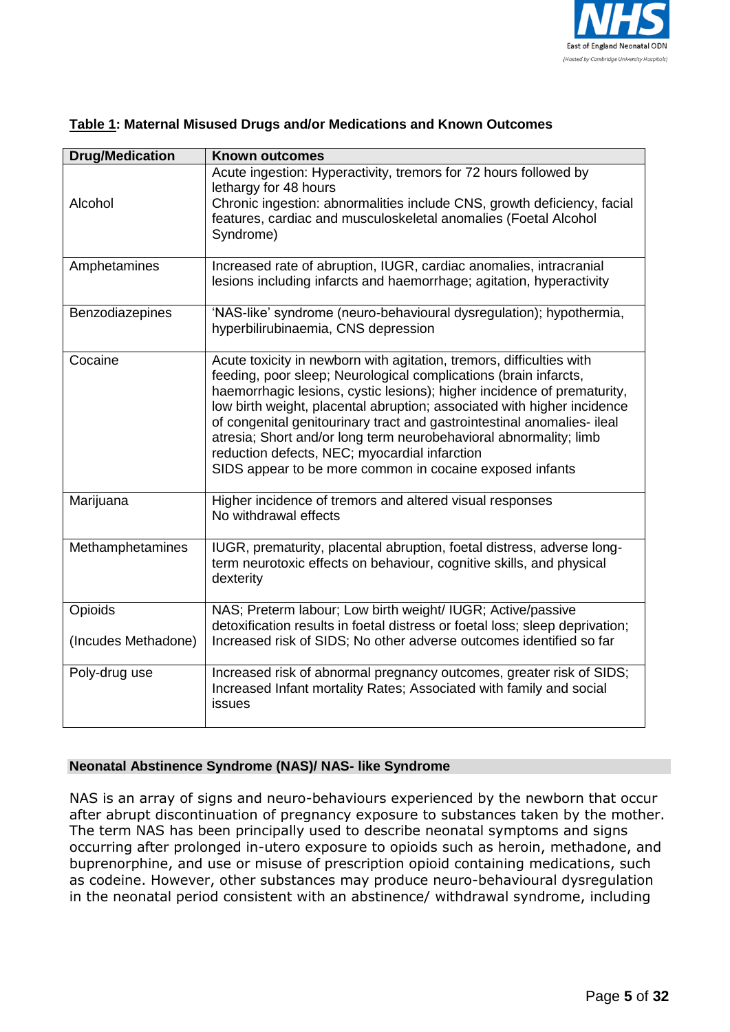**Table 1: Maternal Misused Drugs and/or Medications and Known Outcomes**

| Drug/Medication | Known outcomes |
|---|---|
| Alcohol | Acute ingestion: Hyperactivity, tremors for 72 hours followed by lethargy for 48 hours<br>Chronic ingestion: abnormalities include CNS, growth deficiency, facial features, cardiac and musculoskeletal anomalies (Foetal Alcohol Syndrome) |
| Amphetamines | Increased rate of abruption, IUGR, cardiac anomalies, intracranial lesions including infarcts and haemorrhage; agitation, hyperactivity |
| Benzodiazepines | 'NAS-like' syndrome (neuro-behavioural dysregulation); hypothermia, hyperbilirubinaemia, CNS depression |
| Cocaine | Acute toxicity in newborn with agitation, tremors, difficulties with feeding, poor sleep; Neurological complications (brain infarcts, haemorrhagic lesions, cystic lesions); higher incidence of prematurity, low birth weight, placental abruption; associated with higher incidence of congenital genitourinary tract and gastrointestinal anomalies- ileal atresia; Short and/or long term neurobehavioral abnormality; limb reduction defects, NEC; myocardial infarction<br>SIDS appear to be more common in cocaine exposed infants |
| Marijuana | Higher incidence of tremors and altered visual responses<br>No withdrawal effects |
| Methamphetamines | IUGR, prematurity, placental abruption, foetal distress, adverse long-term neurotoxic effects on behaviour, cognitive skills, and physical dexterity |
| Opioids<br><br>(Incudes Methadone) | NAS; Preterm labour; Low birth weight/ IUGR; Active/passive detoxification results in foetal distress or foetal loss; sleep deprivation; Increased risk of SIDS; No other adverse outcomes identified so far |
| Poly-drug use | Increased risk of abnormal pregnancy outcomes, greater risk of SIDS; Increased Infant mortality Rates; Associated with family and social issues |

## Neonatal Abstinence Syndrome (NAS)/ NAS- like Syndrome

NAS is an array of signs and neuro-behaviours experienced by the newborn that occur after abrupt discontinuation of pregnancy exposure to substances taken by the mother. The term NAS has been principally used to describe neonatal symptoms and signs occurring after prolonged in-utero exposure to opioids such as heroin, methadone, and buprenorphine, and use or misuse of prescription opioid containing medications, such as codeine. However, other substances may produce neuro-behavioural dysregulation in the neonatal period consistent with an abstinence/ withdrawal syndrome, including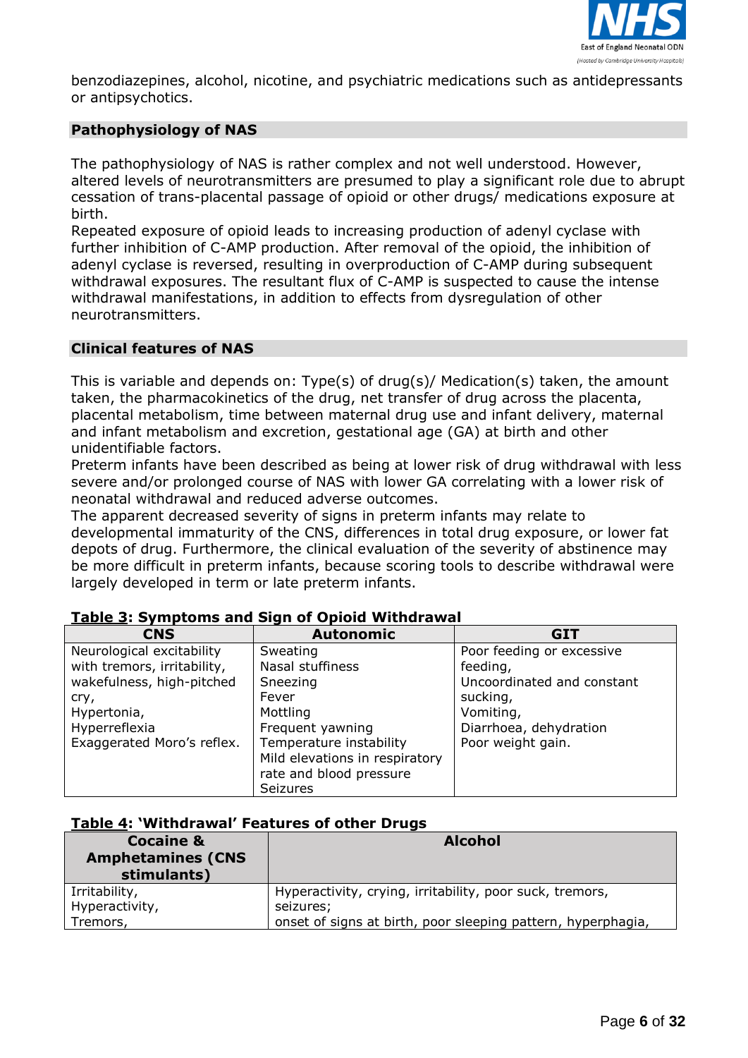benzodiazepines, alcohol, nicotine, and psychiatric medications such as antidepressants or antipsychotics.

## Pathophysiology of NAS

The pathophysiology of NAS is rather complex and not well understood. However, altered levels of neurotransmitters are presumed to play a significant role due to abrupt cessation of trans-placental passage of opioid or other drugs/ medications exposure at birth.
Repeated exposure of opioid leads to increasing production of adenyl cyclase with further inhibition of C-AMP production. After removal of the opioid, the inhibition of adenyl cyclase is reversed, resulting in overproduction of C-AMP during subsequent withdrawal exposures. The resultant flux of C-AMP is suspected to cause the intense withdrawal manifestations, in addition to effects from dysregulation of other neurotransmitters.

## Clinical features of NAS

This is variable and depends on: Type(s) of drug(s)/ Medication(s) taken, the amount taken, the pharmacokinetics of the drug, net transfer of drug across the placenta, placental metabolism, time between maternal drug use and infant delivery, maternal and infant metabolism and excretion, gestational age (GA) at birth and other unidentifiable factors.
Preterm infants have been described as being at lower risk of drug withdrawal with less severe and/or prolonged course of NAS with lower GA correlating with a lower risk of neonatal withdrawal and reduced adverse outcomes.
The apparent decreased severity of signs in preterm infants may relate to developmental immaturity of the CNS, differences in total drug exposure, or lower fat depots of drug. Furthermore, the clinical evaluation of the severity of abstinence may be more difficult in preterm infants, because scoring tools to describe withdrawal were largely developed in term or late preterm infants.

**Table 3: Symptoms and Sign of Opioid Withdrawal**

| CNS | Autonomic | GIT |
|---|---|---|
| Neurological excitability with tremors, irritability, wakefulness, high-pitched cry,<br>Hypertonia,<br>Hyperreflexia<br>Exaggerated Moro's reflex. | Sweating<br>Nasal stuffiness<br>Sneezing<br>Fever<br>Mottling<br>Frequent yawning<br>Temperature instability<br>Mild elevations in respiratory rate and blood pressure<br>Seizures | Poor feeding or excessive feeding,<br>Uncoordinated and constant sucking,<br>Vomiting,<br>Diarrhoea, dehydration<br>Poor weight gain. |

**Table 4: 'Withdrawal' Features of other Drugs**

| Cocaine & Amphetamines (CNS stimulants) | Alcohol |
|---|---|
| Irritability,<br>Hyperactivity,<br>Tremors, | Hyperactivity, crying, irritability, poor suck, tremors, seizures;<br>onset of signs at birth, poor sleeping pattern, hyperphagia, |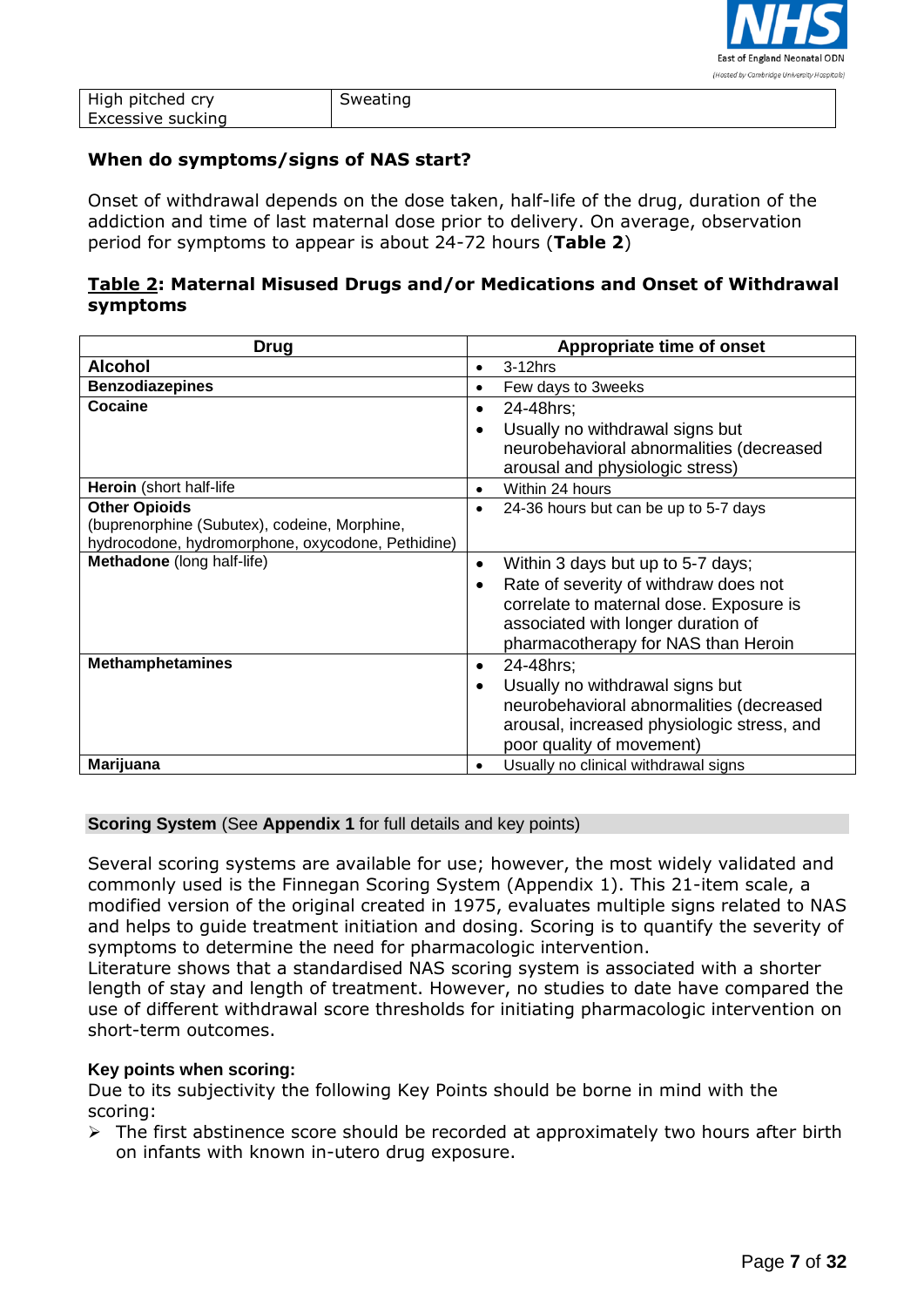| High pitched cry<br>Excessive sucking | Sweating |
|---|---|

### When do symptoms/signs of NAS start?

Onset of withdrawal depends on the dose taken, half-life of the drug, duration of the addiction and time of last maternal dose prior to delivery. On average, observation period for symptoms to appear is about 24-72 hours (**Table 2**)

### Table 2: Maternal Misused Drugs and/or Medications and Onset of Withdrawal symptoms

| Drug | Appropriate time of onset |
|---|---|
| **Alcohol** | • 3-12hrs |
| **Benzodiazepines** | • Few days to 3weeks |
| **Cocaine** | • 24-48hrs;<br>• Usually no withdrawal signs but neurobehavioral abnormalities (decreased arousal and physiologic stress) |
| **Heroin** (short half-life | • Within 24 hours |
| **Other Opioids**<br>(buprenorphine (Subutex), codeine, Morphine, hydrocodone, hydromorphone, oxycodone, Pethidine) | • 24-36 hours but can be up to 5-7 days |
| **Methadone** (long half-life) | • Within 3 days but up to 5-7 days;<br>• Rate of severity of withdraw does not correlate to maternal dose. Exposure is associated with longer duration of pharmacotherapy for NAS than Heroin |
| **Methamphetamines** | • 24-48hrs;<br>• Usually no withdrawal signs but neurobehavioral abnormalities (decreased arousal, increased physiologic stress, and poor quality of movement) |
| **Marijuana** | • Usually no clinical withdrawal signs |

**Scoring System** (See **Appendix 1** for full details and key points)

Several scoring systems are available for use; however, the most widely validated and commonly used is the Finnegan Scoring System (Appendix 1). This 21-item scale, a modified version of the original created in 1975, evaluates multiple signs related to NAS and helps to guide treatment initiation and dosing. Scoring is to quantify the severity of symptoms to determine the need for pharmacologic intervention.
Literature shows that a standardised NAS scoring system is associated with a shorter length of stay and length of treatment. However, no studies to date have compared the use of different withdrawal score thresholds for initiating pharmacologic intervention on short-term outcomes.

**Key points when scoring:**
Due to its subjectivity the following Key Points should be borne in mind with the scoring:

- The first abstinence score should be recorded at approximately two hours after birth on infants with known in-utero drug exposure.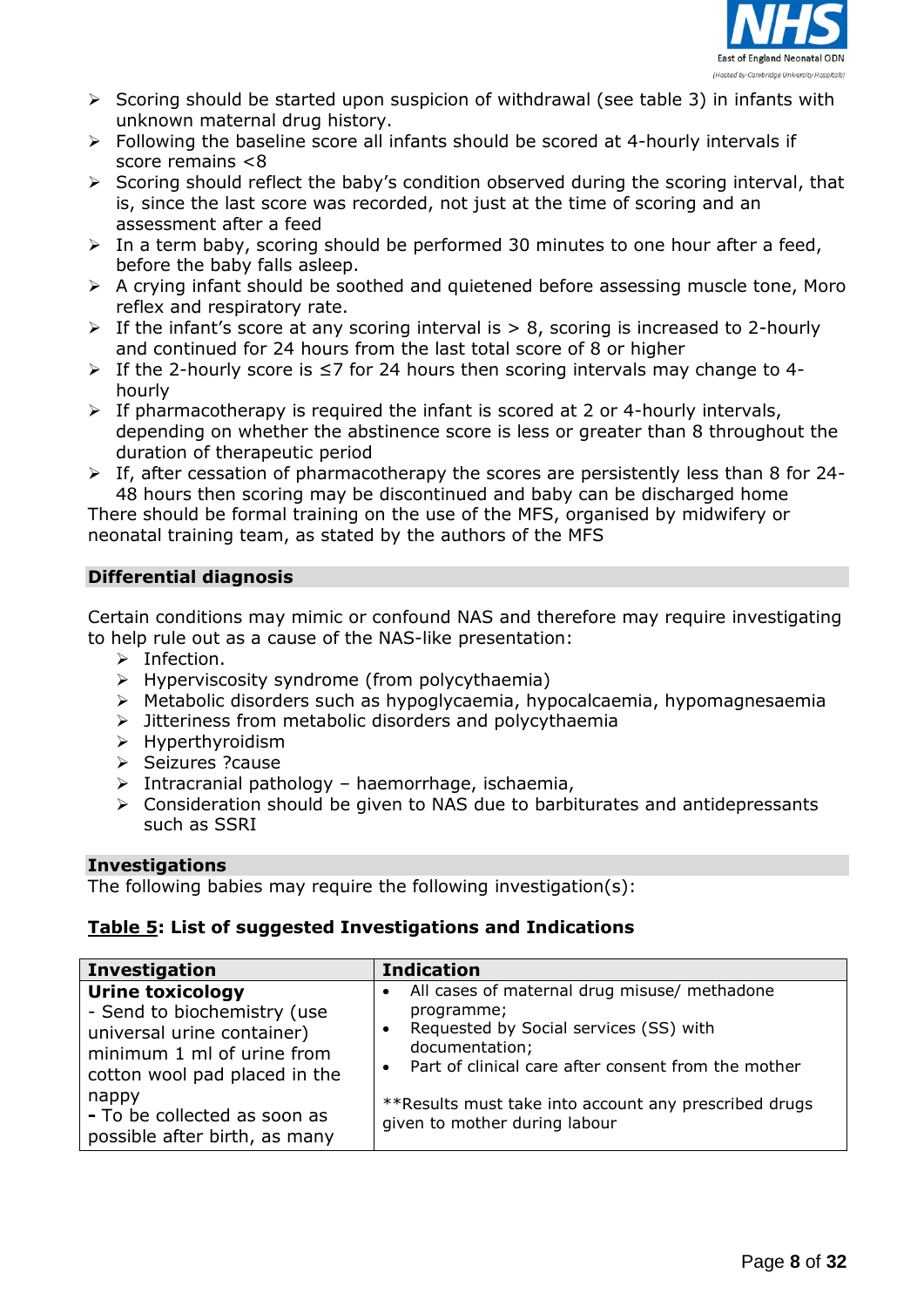- Scoring should be started upon suspicion of withdrawal (see table 3) in infants with unknown maternal drug history.
- Following the baseline score all infants should be scored at 4-hourly intervals if score remains <8
- Scoring should reflect the baby's condition observed during the scoring interval, that is, since the last score was recorded, not just at the time of scoring and an assessment after a feed
- In a term baby, scoring should be performed 30 minutes to one hour after a feed, before the baby falls asleep.
- A crying infant should be soothed and quietened before assessing muscle tone, Moro reflex and respiratory rate.
- If the infant's score at any scoring interval is > 8, scoring is increased to 2-hourly and continued for 24 hours from the last total score of 8 or higher
- If the 2-hourly score is ≤7 for 24 hours then scoring intervals may change to 4-hourly
- If pharmacotherapy is required the infant is scored at 2 or 4-hourly intervals, depending on whether the abstinence score is less or greater than 8 throughout the duration of therapeutic period
- If, after cessation of pharmacotherapy the scores are persistently less than 8 for 24-48 hours then scoring may be discontinued and baby can be discharged home

There should be formal training on the use of the MFS, organised by midwifery or neonatal training team, as stated by the authors of the MFS

## Differential diagnosis

Certain conditions may mimic or confound NAS and therefore may require investigating to help rule out as a cause of the NAS-like presentation:

- Infection.
- Hyperviscosity syndrome (from polycythaemia)
- Metabolic disorders such as hypoglycaemia, hypocalcaemia, hypomagnesaemia
- Jitteriness from metabolic disorders and polycythaemia
- Hyperthyroidism
- Seizures ?cause
- Intracranial pathology – haemorrhage, ischaemia,
- Consideration should be given to NAS due to barbiturates and antidepressants such as SSRI

## Investigations

The following babies may require the following investigation(s):

**Table 5: List of suggested Investigations and Indications**

| Investigation | Indication |
|---|---|
| **Urine toxicology**<br>- Send to biochemistry (use universal urine container) minimum 1 ml of urine from cotton wool pad placed in the nappy<br>**-** To be collected as soon as possible after birth, as many | • All cases of maternal drug misuse/ methadone programme;<br>• Requested by Social services (SS) with documentation;<br>• Part of clinical care after consent from the mother<br><br>**Results must take into account any prescribed drugs given to mother during labour |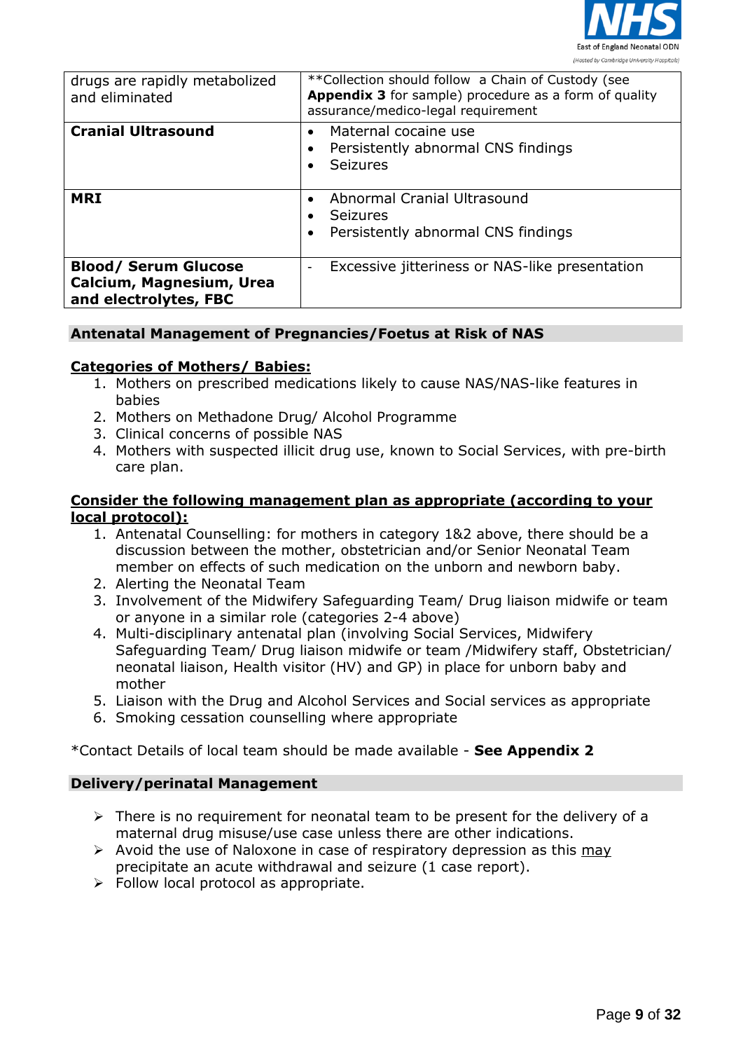| drugs are rapidly metabolized and eliminated | **Collection should follow a Chain of Custody (see **Appendix 3** for sample) procedure as a form of quality assurance/medico-legal requirement |
|---|---|
| **Cranial Ultrasound** | • Maternal cocaine use<br>• Persistently abnormal CNS findings<br>• Seizures |
| **MRI** | • Abnormal Cranial Ultrasound<br>• Seizures<br>• Persistently abnormal CNS findings |
| **Blood/ Serum Glucose Calcium, Magnesium, Urea and electrolytes, FBC** | - Excessive jitteriness or NAS-like presentation |

## Antenatal Management of Pregnancies/Foetus at Risk of NAS

**<u>Categories of Mothers/ Babies:</u>**

1. Mothers on prescribed medications likely to cause NAS/NAS-like features in babies
2. Mothers on Methadone Drug/ Alcohol Programme
3. Clinical concerns of possible NAS
4. Mothers with suspected illicit drug use, known to Social Services, with pre-birth care plan.

**<u>Consider the following management plan as appropriate (according to your local protocol):</u>**

1. Antenatal Counselling: for mothers in category 1&2 above, there should be a discussion between the mother, obstetrician and/or Senior Neonatal Team member on effects of such medication on the unborn and newborn baby.
2. Alerting the Neonatal Team
3. Involvement of the Midwifery Safeguarding Team/ Drug liaison midwife or team or anyone in a similar role (categories 2-4 above)
4. Multi-disciplinary antenatal plan (involving Social Services, Midwifery Safeguarding Team/ Drug liaison midwife or team /Midwifery staff, Obstetrician/ neonatal liaison, Health visitor (HV) and GP) in place for unborn baby and mother
5. Liaison with the Drug and Alcohol Services and Social services as appropriate
6. Smoking cessation counselling where appropriate

*Contact Details of local team should be made available - **See Appendix 2**

## Delivery/perinatal Management

- There is no requirement for neonatal team to be present for the delivery of a maternal drug misuse/use case unless there are other indications.
- Avoid the use of Naloxone in case of respiratory depression as this <u>may</u> precipitate an acute withdrawal and seizure (1 case report).
- Follow local protocol as appropriate.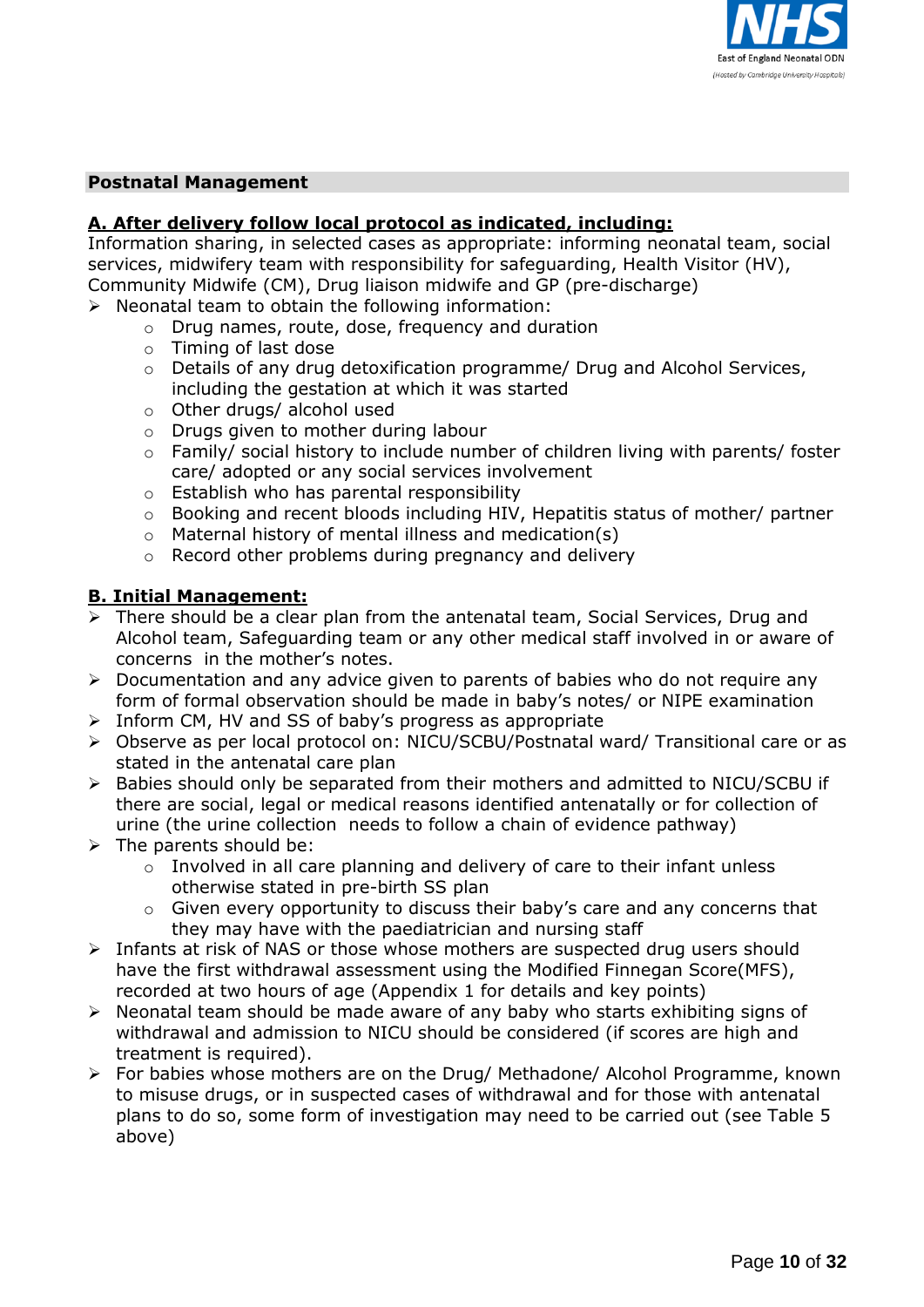## Postnatal Management

**A. After delivery follow local protocol as indicated, including:**

Information sharing, in selected cases as appropriate: informing neonatal team, social services, midwifery team with responsibility for safeguarding, Health Visitor (HV), Community Midwife (CM), Drug liaison midwife and GP (pre-discharge)

- Neonatal team to obtain the following information:
  - Drug names, route, dose, frequency and duration
  - Timing of last dose
  - Details of any drug detoxification programme/ Drug and Alcohol Services, including the gestation at which it was started
  - Other drugs/ alcohol used
  - Drugs given to mother during labour
  - Family/ social history to include number of children living with parents/ foster care/ adopted or any social services involvement
  - Establish who has parental responsibility
  - Booking and recent bloods including HIV, Hepatitis status of mother/ partner
  - Maternal history of mental illness and medication(s)
  - Record other problems during pregnancy and delivery

**B. Initial Management:**

- There should be a clear plan from the antenatal team, Social Services, Drug and Alcohol team, Safeguarding team or any other medical staff involved in or aware of concerns in the mother's notes.
- Documentation and any advice given to parents of babies who do not require any form of formal observation should be made in baby's notes/ or NIPE examination
- Inform CM, HV and SS of baby's progress as appropriate
- Observe as per local protocol on: NICU/SCBU/Postnatal ward/ Transitional care or as stated in the antenatal care plan
- Babies should only be separated from their mothers and admitted to NICU/SCBU if there are social, legal or medical reasons identified antenatally or for collection of urine (the urine collection needs to follow a chain of evidence pathway)
- The parents should be:
  - Involved in all care planning and delivery of care to their infant unless otherwise stated in pre-birth SS plan
  - Given every opportunity to discuss their baby's care and any concerns that they may have with the paediatrician and nursing staff
- Infants at risk of NAS or those whose mothers are suspected drug users should have the first withdrawal assessment using the Modified Finnegan Score(MFS), recorded at two hours of age (Appendix 1 for details and key points)
- Neonatal team should be made aware of any baby who starts exhibiting signs of withdrawal and admission to NICU should be considered (if scores are high and treatment is required).
- For babies whose mothers are on the Drug/ Methadone/ Alcohol Programme, known to misuse drugs, or in suspected cases of withdrawal and for those with antenatal plans to do so, some form of investigation may need to be carried out (see Table 5 above)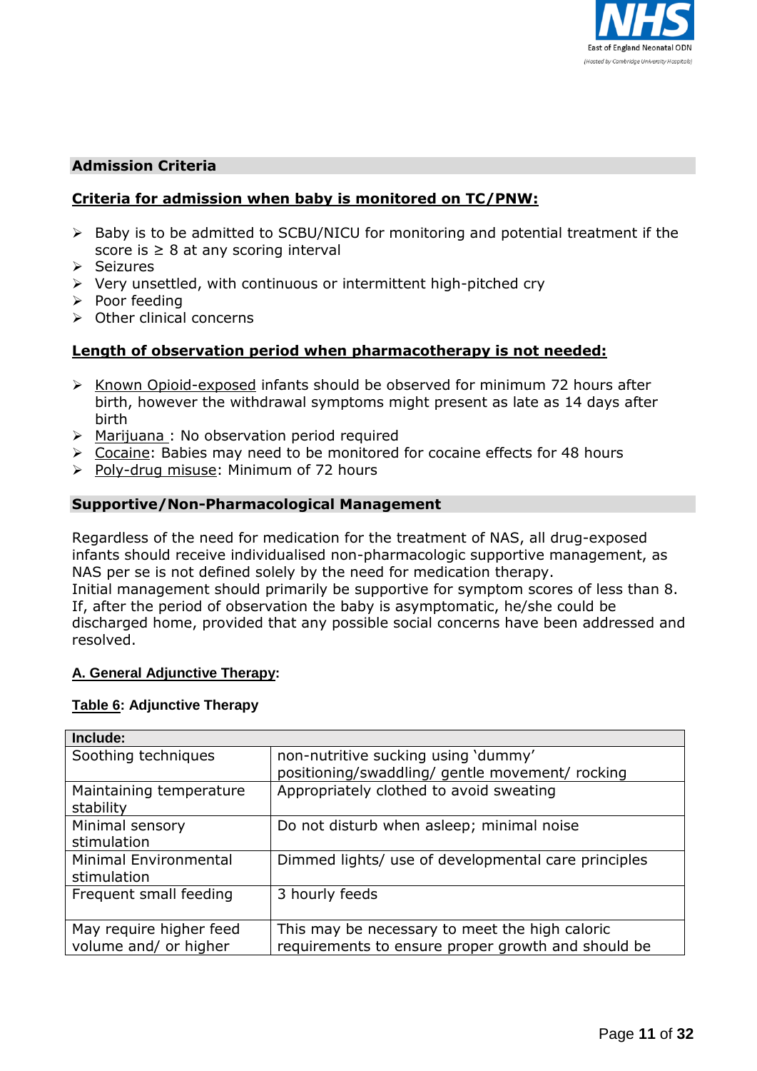## Admission Criteria

**Criteria for admission when baby is monitored on TC/PNW:**

- Baby is to be admitted to SCBU/NICU for monitoring and potential treatment if the score is ≥ 8 at any scoring interval
- Seizures
- Very unsettled, with continuous or intermittent high-pitched cry
- Poor feeding
- Other clinical concerns

**Length of observation period when pharmacotherapy is not needed:**

- Known Opioid-exposed infants should be observed for minimum 72 hours after birth, however the withdrawal symptoms might present as late as 14 days after birth
- Marijuana : No observation period required
- Cocaine: Babies may need to be monitored for cocaine effects for 48 hours
- Poly-drug misuse: Minimum of 72 hours

## Supportive/Non-Pharmacological Management

Regardless of the need for medication for the treatment of NAS, all drug-exposed infants should receive individualised non-pharmacologic supportive management, as NAS per se is not defined solely by the need for medication therapy.
Initial management should primarily be supportive for symptom scores of less than 8. If, after the period of observation the baby is asymptomatic, he/she could be discharged home, provided that any possible social concerns have been addressed and resolved.

**A. General Adjunctive Therapy:**

**Table 6: Adjunctive Therapy**

| Include: | |
|---|---|
| Soothing techniques | non-nutritive sucking using 'dummy' positioning/swaddling/ gentle movement/ rocking |
| Maintaining temperature stability | Appropriately clothed to avoid sweating |
| Minimal sensory stimulation | Do not disturb when asleep; minimal noise |
| Minimal Environmental stimulation | Dimmed lights/ use of developmental care principles |
| Frequent small feeding | 3 hourly feeds |
| May require higher feed volume and/ or higher | This may be necessary to meet the high caloric requirements to ensure proper growth and should be |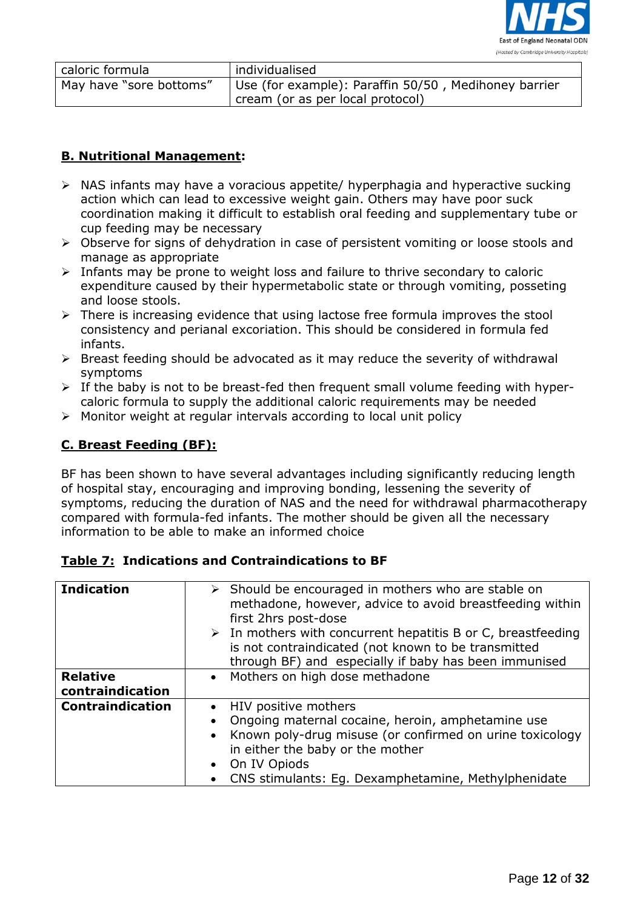| caloric formula | individualised |
|---|---|
| May have "sore bottoms" | Use (for example): Paraffin 50/50 , Medihoney barrier cream (or as per local protocol) |

**B. Nutritional Management:**

- NAS infants may have a voracious appetite/ hyperphagia and hyperactive sucking action which can lead to excessive weight gain. Others may have poor suck coordination making it difficult to establish oral feeding and supplementary tube or cup feeding may be necessary
- Observe for signs of dehydration in case of persistent vomiting or loose stools and manage as appropriate
- Infants may be prone to weight loss and failure to thrive secondary to caloric expenditure caused by their hypermetabolic state or through vomiting, posseting and loose stools.
- There is increasing evidence that using lactose free formula improves the stool consistency and perianal excoriation. This should be considered in formula fed infants.
- Breast feeding should be advocated as it may reduce the severity of withdrawal symptoms
- If the baby is not to be breast-fed then frequent small volume feeding with hyper-caloric formula to supply the additional caloric requirements may be needed
- Monitor weight at regular intervals according to local unit policy

**C. Breast Feeding (BF):**

BF has been shown to have several advantages including significantly reducing length of hospital stay, encouraging and improving bonding, lessening the severity of symptoms, reducing the duration of NAS and the need for withdrawal pharmacotherapy compared with formula-fed infants. The mother should be given all the necessary information to be able to make an informed choice

**Table 7: Indications and Contraindications to BF**

| | |
|---|---|
| **Indication** | ➢ Should be encouraged in mothers who are stable on methadone, however, advice to avoid breastfeeding within first 2hrs post-dose<br>➢ In mothers with concurrent hepatitis B or C, breastfeeding is not contraindicated (not known to be transmitted through BF) and especially if baby has been immunised |
| **Relative contraindication** | • Mothers on high dose methadone |
| **Contraindication** | • HIV positive mothers<br>• Ongoing maternal cocaine, heroin, amphetamine use<br>• Known poly-drug misuse (or confirmed on urine toxicology in either the baby or the mother<br>• On IV Opiods<br>• CNS stimulants: Eg. Dexamphetamine, Methylphenidate |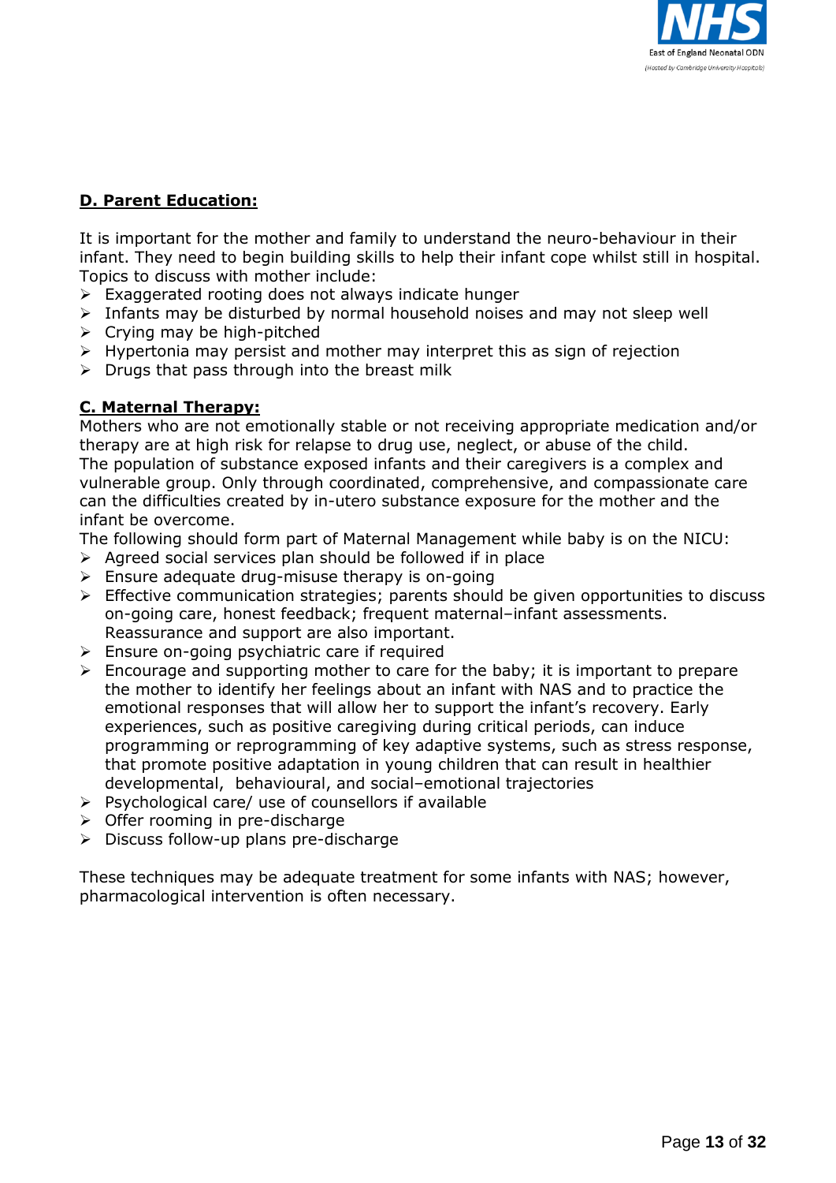**D. Parent Education:**

It is important for the mother and family to understand the neuro-behaviour in their infant. They need to begin building skills to help their infant cope whilst still in hospital. Topics to discuss with mother include:

- Exaggerated rooting does not always indicate hunger
- Infants may be disturbed by normal household noises and may not sleep well
- Crying may be high-pitched
- Hypertonia may persist and mother may interpret this as sign of rejection
- Drugs that pass through into the breast milk

**C. Maternal Therapy:**

Mothers who are not emotionally stable or not receiving appropriate medication and/or therapy are at high risk for relapse to drug use, neglect, or abuse of the child.
The population of substance exposed infants and their caregivers is a complex and vulnerable group. Only through coordinated, comprehensive, and compassionate care can the difficulties created by in-utero substance exposure for the mother and the infant be overcome.
The following should form part of Maternal Management while baby is on the NICU:

- Agreed social services plan should be followed if in place
- Ensure adequate drug-misuse therapy is on-going
- Effective communication strategies; parents should be given opportunities to discuss on-going care, honest feedback; frequent maternal–infant assessments. Reassurance and support are also important.
- Ensure on-going psychiatric care if required
- Encourage and supporting mother to care for the baby; it is important to prepare the mother to identify her feelings about an infant with NAS and to practice the emotional responses that will allow her to support the infant's recovery. Early experiences, such as positive caregiving during critical periods, can induce programming or reprogramming of key adaptive systems, such as stress response, that promote positive adaptation in young children that can result in healthier developmental, behavioural, and social–emotional trajectories
- Psychological care/ use of counsellors if available
- Offer rooming in pre-discharge
- Discuss follow-up plans pre-discharge

These techniques may be adequate treatment for some infants with NAS; however, pharmacological intervention is often necessary.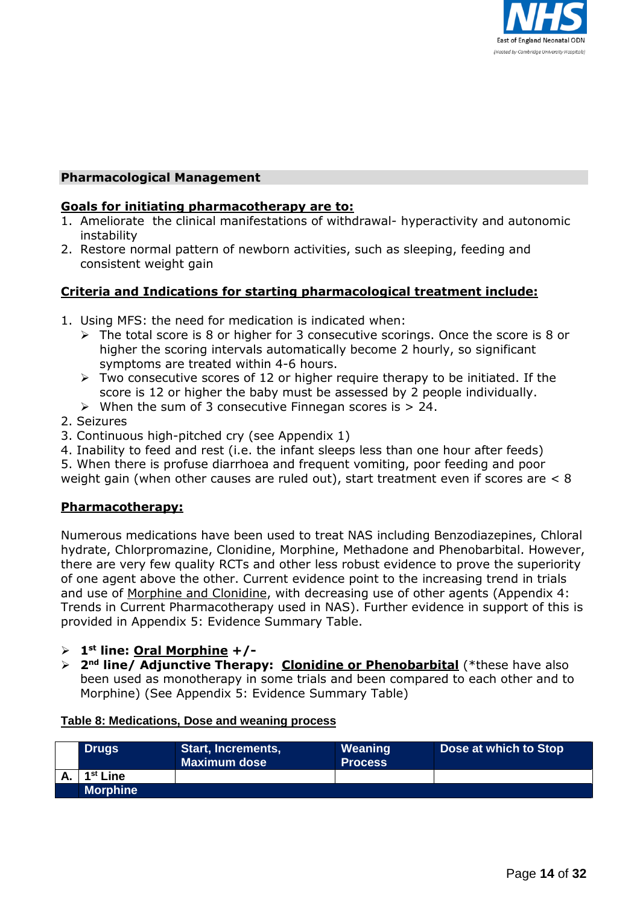## Pharmacological Management

**Goals for initiating pharmacotherapy are to:**

1. Ameliorate the clinical manifestations of withdrawal- hyperactivity and autonomic instability
2. Restore normal pattern of newborn activities, such as sleeping, feeding and consistent weight gain

**Criteria and Indications for starting pharmacological treatment include:**

1. Using MFS: the need for medication is indicated when:
   - The total score is 8 or higher for 3 consecutive scorings. Once the score is 8 or higher the scoring intervals automatically become 2 hourly, so significant symptoms are treated within 4-6 hours.
   - Two consecutive scores of 12 or higher require therapy to be initiated. If the score is 12 or higher the baby must be assessed by 2 people individually.
   - When the sum of 3 consecutive Finnegan scores is > 24.
2. Seizures
3. Continuous high-pitched cry (see Appendix 1)
4. Inability to feed and rest (i.e. the infant sleeps less than one hour after feeds)
5. When there is profuse diarrhoea and frequent vomiting, poor feeding and poor weight gain (when other causes are ruled out), start treatment even if scores are < 8

**Pharmacotherapy:**

Numerous medications have been used to treat NAS including Benzodiazepines, Chloral hydrate, Chlorpromazine, Clonidine, Morphine, Methadone and Phenobarbital. However, there are very few quality RCTs and other less robust evidence to prove the superiority of one agent above the other. Current evidence point to the increasing trend in trials and use of Morphine and Clonidine, with decreasing use of other agents (Appendix 4: Trends in Current Pharmacotherapy used in NAS). Further evidence in support of this is provided in Appendix 5: Evidence Summary Table.

- **1st line: Oral Morphine +/-**
- **2nd line/ Adjunctive Therapy: Clonidine or Phenobarbital** (*these have also been used as monotherapy in some trials and been compared to each other and to Morphine) (See Appendix 5: Evidence Summary Table)

**Table 8: Medications, Dose and weaning process**

| | Drugs | Start, Increments, Maximum dose | Weaning Process | Dose at which to Stop |
|---|---|---|---|---|
| **A.** | **1st Line** | | | |
| | **Morphine** | | | |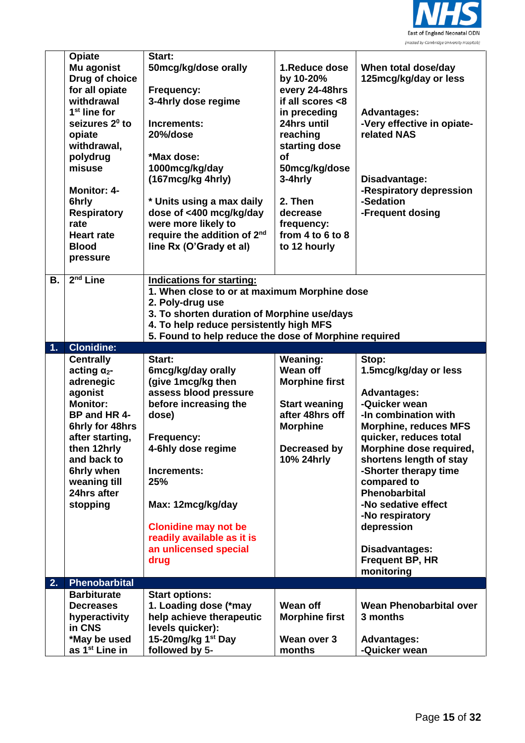| | | | | |
|---|---|---|---|---|
| | **Opiate**<br>**Mu agonist**<br>**Drug of choice for all opiate withdrawal**<br>**1st line for seizures 2⁰ to opiate withdrawal, polydrug misuse**<br><br>**Monitor: 4-6hrly**<br>**Respiratory rate**<br>**Heart rate**<br>**Blood pressure** | **Start:**<br>**50mcg/kg/dose orally**<br><br>**Frequency:**<br>**3-4hrly dose regime**<br><br>**Increments:**<br>**20%/dose**<br><br>**\*Max dose:**<br>**1000mcg/kg/day (167mcg/kg 4hrly)**<br><br>**\* Units using a max daily dose of <400 mcg/kg/day were more likely to require the addition of 2nd line Rx (O'Grady et al)** | **1.Reduce dose by 10-20% every 24-48hrs if all scores <8 in preceding 24hrs until reaching starting dose of 50mcg/kg/dose 3-4hrly**<br><br>**2. Then decrease frequency: from 4 to 6 to 8 to 12 hourly** | **When total dose/day 125mcg/kg/day or less**<br><br>**Advantages:**<br>**-Very effective in opiate-related NAS**<br><br>**Disadvantage:**<br>**-Respiratory depression**<br>**-Sedation**<br>**-Frequent dosing** |
| **B.** | **2nd Line** | **Indications for starting:**<br>**1. When close to or at maximum Morphine dose**<br>**2. Poly-drug use**<br>**3. To shorten duration of Morphine use/days**<br>**4. To help reduce persistently high MFS**<br>**5. Found to help reduce the dose of Morphine required** | | |
| **1.** | **Clonidine:** | | | |
| | **Centrally acting $\alpha_2$-adrenegic agonist**<br>**Monitor:**<br>**BP and HR 4-6hrly for 48hrs after starting, then 12hrly and back to 6hrly when weaning till 24hrs after stopping** | **Start:**<br>**6mcg/kg/day orally (give 1mcg/kg then assess blood pressure before increasing the dose)**<br><br>**Frequency:**<br>**4-6hly dose regime**<br><br>**Increments:**<br>**25%**<br><br>**Max: 12mcg/kg/day**<br><br>**Clonidine may not be readily available as it is an unlicensed special drug** | **Weaning:**<br>**Wean off Morphine first**<br><br>**Start weaning after 48hrs off Morphine**<br><br>**Decreased by 10% 24hrly** | **Stop:**<br>**1.5mcg/kg/day or less**<br><br>**Advantages:**<br>**-Quicker wean**<br>**-In combination with Morphine, reduces MFS quicker, reduces total Morphine dose required, shortens length of stay**<br>**-Shorter therapy time compared to Phenobarbital**<br>**-No sedative effect**<br>**-No respiratory depression**<br><br>**Disadvantages:**<br>**Frequent BP, HR monitoring** |
| **2.** | **Phenobarbital** | | | |
| | **Barbiturate**<br>**Decreases hyperactivity in CNS**<br>**\*May be used as 1st Line in** | **Start options:**<br>**1. Loading dose (\*may help achieve therapeutic levels quicker):**<br>**15-20mg/kg 1st Day followed by 5-** | **Wean off Morphine first**<br><br>**Wean over 3 months** | **Wean Phenobarbital over 3 months**<br><br>**Advantages:**<br>**-Quicker wean** |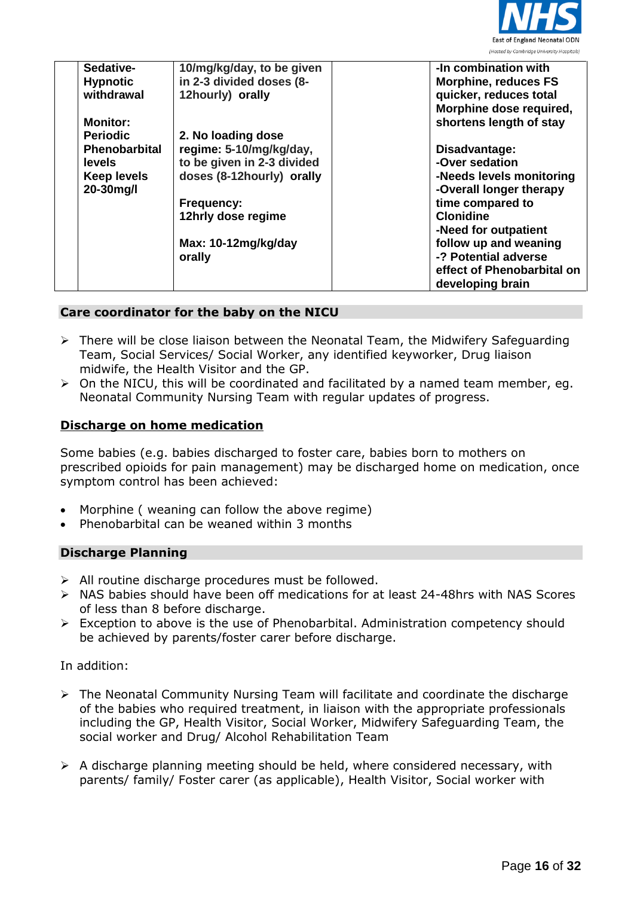| | | | | |
|---|---|---|---|---|
| | **Sedative-Hypnotic withdrawal**<br><br>**Monitor: Periodic Phenobarbital levels**<br>**Keep levels 20-30mg/l** | **10/mg/kg/day, to be given in 2-3 divided doses (8-12hourly) orally**<br><br>**2. No loading dose regime: 5-10/mg/kg/day, to be given in 2-3 divided doses (8-12hourly) orally**<br><br>**Frequency: 12hrly dose regime**<br><br>**Max: 10-12mg/kg/day orally** | | **-In combination with Morphine, reduces FS quicker, reduces total Morphine dose required, shortens length of stay**<br><br>**Disadvantage:**<br>**-Over sedation**<br>**-Needs levels monitoring**<br>**-Overall longer therapy time compared to Clonidine**<br>**-Need for outpatient follow up and weaning**<br>**-? Potential adverse effect of Phenobarbital on developing brain** |

## Care coordinator for the baby on the NICU

- There will be close liaison between the Neonatal Team, the Midwifery Safeguarding Team, Social Services/ Social Worker, any identified keyworker, Drug liaison midwife, the Health Visitor and the GP.
- On the NICU, this will be coordinated and facilitated by a named team member, eg. Neonatal Community Nursing Team with regular updates of progress.

## Discharge on home medication

Some babies (e.g. babies discharged to foster care, babies born to mothers on prescribed opioids for pain management) may be discharged home on medication, once symptom control has been achieved:

- Morphine ( weaning can follow the above regime)
- Phenobarbital can be weaned within 3 months

## Discharge Planning

- All routine discharge procedures must be followed.
- NAS babies should have been off medications for at least 24-48hrs with NAS Scores of less than 8 before discharge.
- Exception to above is the use of Phenobarbital. Administration competency should be achieved by parents/foster carer before discharge.

In addition:

- The Neonatal Community Nursing Team will facilitate and coordinate the discharge of the babies who required treatment, in liaison with the appropriate professionals including the GP, Health Visitor, Social Worker, Midwifery Safeguarding Team, the social worker and Drug/ Alcohol Rehabilitation Team

- A discharge planning meeting should be held, where considered necessary, with parents/ family/ Foster carer (as applicable), Health Visitor, Social worker with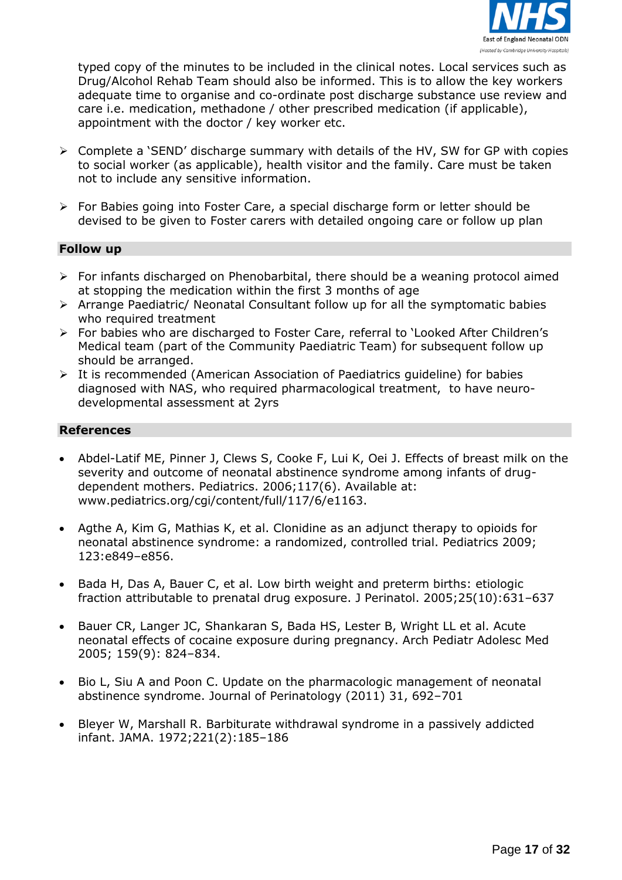typed copy of the minutes to be included in the clinical notes. Local services such as Drug/Alcohol Rehab Team should also be informed. This is to allow the key workers adequate time to organise and co-ordinate post discharge substance use review and care i.e. medication, methadone / other prescribed medication (if applicable), appointment with the doctor / key worker etc.

- Complete a 'SEND' discharge summary with details of the HV, SW for GP with copies to social worker (as applicable), health visitor and the family. Care must be taken not to include any sensitive information.

- For Babies going into Foster Care, a special discharge form or letter should be devised to be given to Foster carers with detailed ongoing care or follow up plan

## Follow up

- For infants discharged on Phenobarbital, there should be a weaning protocol aimed at stopping the medication within the first 3 months of age
- Arrange Paediatric/ Neonatal Consultant follow up for all the symptomatic babies who required treatment
- For babies who are discharged to Foster Care, referral to 'Looked After Children's Medical team (part of the Community Paediatric Team) for subsequent follow up should be arranged.
- It is recommended (American Association of Paediatrics guideline) for babies diagnosed with NAS, who required pharmacological treatment, to have neuro-developmental assessment at 2yrs

## References

- Abdel-Latif ME, Pinner J, Clews S, Cooke F, Lui K, Oei J. Effects of breast milk on the severity and outcome of neonatal abstinence syndrome among infants of drug-dependent mothers. Pediatrics. 2006;117(6). Available at: www.pediatrics.org/cgi/content/full/117/6/e1163.

- Agthe A, Kim G, Mathias K, et al. Clonidine as an adjunct therapy to opioids for neonatal abstinence syndrome: a randomized, controlled trial. Pediatrics 2009; 123:e849–e856.

- Bada H, Das A, Bauer C, et al. Low birth weight and preterm births: etiologic fraction attributable to prenatal drug exposure. J Perinatol. 2005;25(10):631–637

- Bauer CR, Langer JC, Shankaran S, Bada HS, Lester B, Wright LL et al. Acute neonatal effects of cocaine exposure during pregnancy. Arch Pediatr Adolesc Med 2005; 159(9): 824–834.

- Bio L, Siu A and Poon C. Update on the pharmacologic management of neonatal abstinence syndrome. Journal of Perinatology (2011) 31, 692–701

- Bleyer W, Marshall R. Barbiturate withdrawal syndrome in a passively addicted infant. JAMA. 1972;221(2):185–186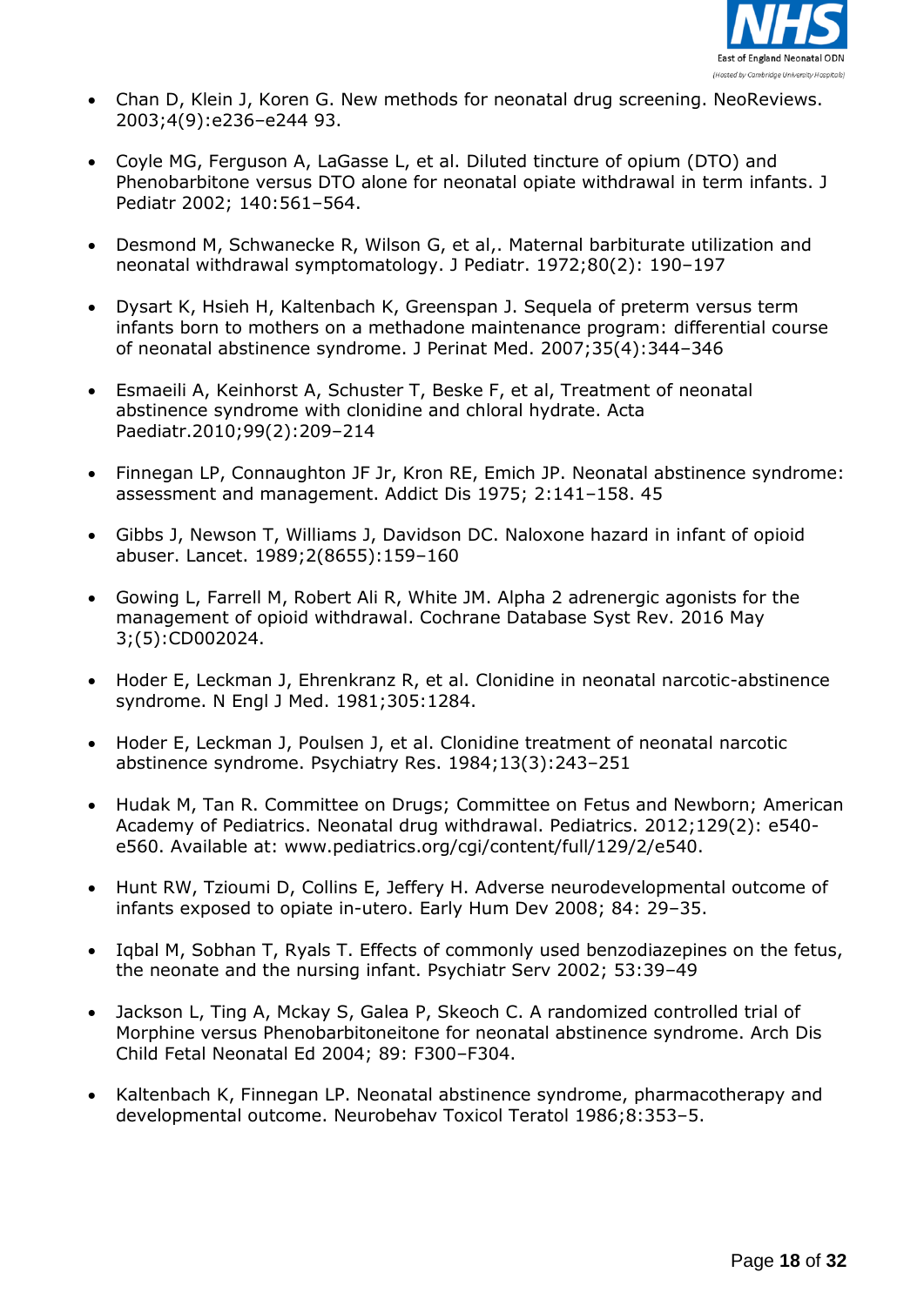- Chan D, Klein J, Koren G. New methods for neonatal drug screening. NeoReviews. 2003;4(9):e236–e244 93.
- Coyle MG, Ferguson A, LaGasse L, et al. Diluted tincture of opium (DTO) and Phenobarbitone versus DTO alone for neonatal opiate withdrawal in term infants. J Pediatr 2002; 140:561–564.
- Desmond M, Schwanecke R, Wilson G, et al,. Maternal barbiturate utilization and neonatal withdrawal symptomatology. J Pediatr. 1972;80(2): 190–197
- Dysart K, Hsieh H, Kaltenbach K, Greenspan J. Sequela of preterm versus term infants born to mothers on a methadone maintenance program: differential course of neonatal abstinence syndrome. J Perinat Med. 2007;35(4):344–346
- Esmaeili A, Keinhorst A, Schuster T, Beske F, et al, Treatment of neonatal abstinence syndrome with clonidine and chloral hydrate. Acta Paediatr.2010;99(2):209–214
- Finnegan LP, Connaughton JF Jr, Kron RE, Emich JP. Neonatal abstinence syndrome: assessment and management. Addict Dis 1975; 2:141–158. 45
- Gibbs J, Newson T, Williams J, Davidson DC. Naloxone hazard in infant of opioid abuser. Lancet. 1989;2(8655):159–160
- Gowing L, Farrell M, Robert Ali R, White JM. Alpha 2 adrenergic agonists for the management of opioid withdrawal. Cochrane Database Syst Rev. 2016 May 3;(5):CD002024.
- Hoder E, Leckman J, Ehrenkranz R, et al. Clonidine in neonatal narcotic-abstinence syndrome. N Engl J Med. 1981;305:1284.
- Hoder E, Leckman J, Poulsen J, et al. Clonidine treatment of neonatal narcotic abstinence syndrome. Psychiatry Res. 1984;13(3):243–251
- Hudak M, Tan R. Committee on Drugs; Committee on Fetus and Newborn; American Academy of Pediatrics. Neonatal drug withdrawal. Pediatrics. 2012;129(2): e540-e560. Available at: www.pediatrics.org/cgi/content/full/129/2/e540.
- Hunt RW, Tzioumi D, Collins E, Jeffery H. Adverse neurodevelopmental outcome of infants exposed to opiate in-utero. Early Hum Dev 2008; 84: 29–35.
- Iqbal M, Sobhan T, Ryals T. Effects of commonly used benzodiazepines on the fetus, the neonate and the nursing infant. Psychiatr Serv 2002; 53:39–49
- Jackson L, Ting A, Mckay S, Galea P, Skeoch C. A randomized controlled trial of Morphine versus Phenobarbitoneitone for neonatal abstinence syndrome. Arch Dis Child Fetal Neonatal Ed 2004; 89: F300–F304.
- Kaltenbach K, Finnegan LP. Neonatal abstinence syndrome, pharmacotherapy and developmental outcome. Neurobehav Toxicol Teratol 1986;8:353–5.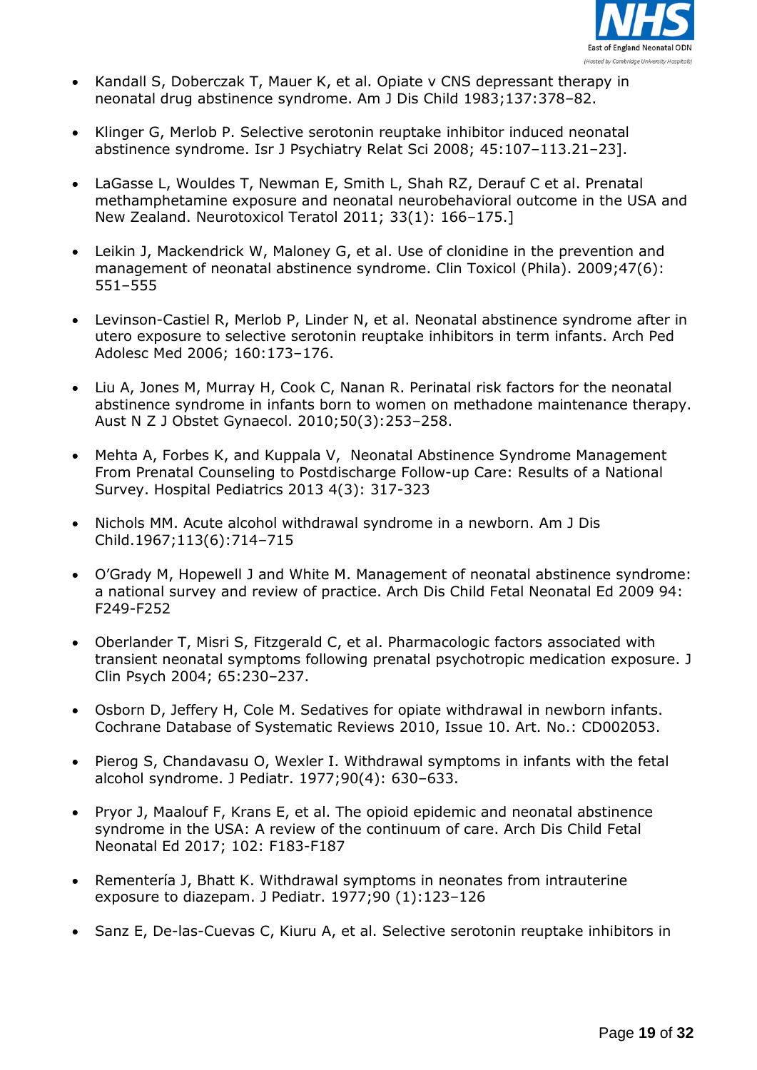- Kandall S, Doberczak T, Mauer K, et al. Opiate v CNS depressant therapy in neonatal drug abstinence syndrome. Am J Dis Child 1983;137:378–82.

- Klinger G, Merlob P. Selective serotonin reuptake inhibitor induced neonatal abstinence syndrome. Isr J Psychiatry Relat Sci 2008; 45:107–113.21–23].

- LaGasse L, Wouldes T, Newman E, Smith L, Shah RZ, Derauf C et al. Prenatal methamphetamine exposure and neonatal neurobehavioral outcome in the USA and New Zealand. Neurotoxicol Teratol 2011; 33(1): 166–175.]

- Leikin J, Mackendrick W, Maloney G, et al. Use of clonidine in the prevention and management of neonatal abstinence syndrome. Clin Toxicol (Phila). 2009;47(6): 551–555

- Levinson-Castiel R, Merlob P, Linder N, et al. Neonatal abstinence syndrome after in utero exposure to selective serotonin reuptake inhibitors in term infants. Arch Ped Adolesc Med 2006; 160:173–176.

- Liu A, Jones M, Murray H, Cook C, Nanan R. Perinatal risk factors for the neonatal abstinence syndrome in infants born to women on methadone maintenance therapy. Aust N Z J Obstet Gynaecol. 2010;50(3):253–258.

- Mehta A, Forbes K, and Kuppala V, Neonatal Abstinence Syndrome Management From Prenatal Counseling to Postdischarge Follow-up Care: Results of a National Survey. Hospital Pediatrics 2013 4(3): 317-323

- Nichols MM. Acute alcohol withdrawal syndrome in a newborn. Am J Dis Child.1967;113(6):714–715

- O'Grady M, Hopewell J and White M. Management of neonatal abstinence syndrome: a national survey and review of practice. Arch Dis Child Fetal Neonatal Ed 2009 94: F249-F252

- Oberlander T, Misri S, Fitzgerald C, et al. Pharmacologic factors associated with transient neonatal symptoms following prenatal psychotropic medication exposure. J Clin Psych 2004; 65:230–237.

- Osborn D, Jeffery H, Cole M. Sedatives for opiate withdrawal in newborn infants. Cochrane Database of Systematic Reviews 2010, Issue 10. Art. No.: CD002053.

- Pierog S, Chandavasu O, Wexler I. Withdrawal symptoms in infants with the fetal alcohol syndrome. J Pediatr. 1977;90(4): 630–633.

- Pryor J, Maalouf F, Krans E, et al. The opioid epidemic and neonatal abstinence syndrome in the USA: A review of the continuum of care. Arch Dis Child Fetal Neonatal Ed 2017; 102: F183-F187

- Rementería J, Bhatt K. Withdrawal symptoms in neonates from intrauterine exposure to diazepam. J Pediatr. 1977;90 (1):123–126

- Sanz E, De-las-Cuevas C, Kiuru A, et al. Selective serotonin reuptake inhibitors in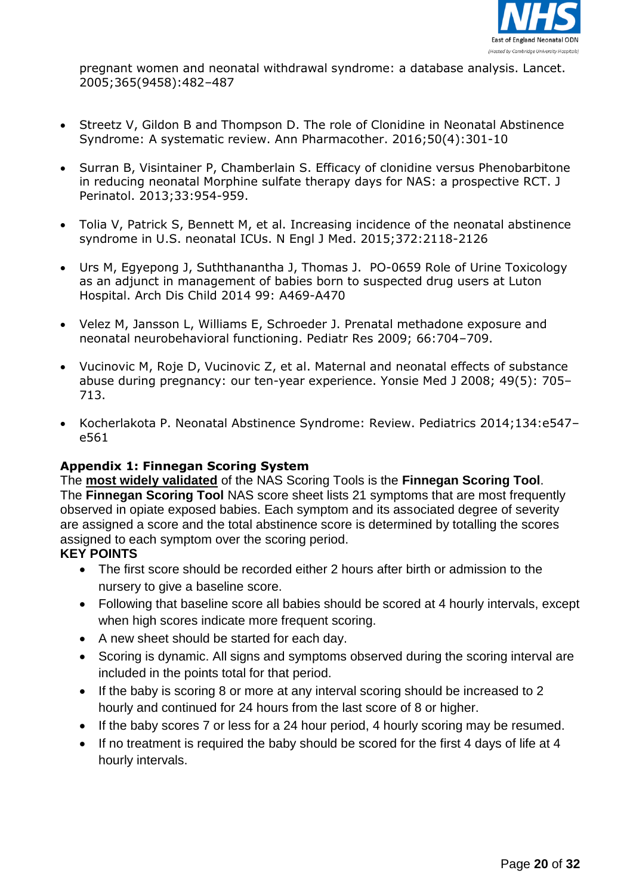pregnant women and neonatal withdrawal syndrome: a database analysis. Lancet. 2005;365(9458):482–487

- Streetz V, Gildon B and Thompson D. The role of Clonidine in Neonatal Abstinence Syndrome: A systematic review. Ann Pharmacother. 2016;50(4):301-10
- Surran B, Visintainer P, Chamberlain S. Efficacy of clonidine versus Phenobarbitone in reducing neonatal Morphine sulfate therapy days for NAS: a prospective RCT. J Perinatol. 2013;33:954-959.
- Tolia V, Patrick S, Bennett M, et al. Increasing incidence of the neonatal abstinence syndrome in U.S. neonatal ICUs. N Engl J Med. 2015;372:2118-2126
- Urs M, Egyepong J, Suththanantha J, Thomas J. PO-0659 Role of Urine Toxicology as an adjunct in management of babies born to suspected drug users at Luton Hospital. Arch Dis Child 2014 99: A469-A470
- Velez M, Jansson L, Williams E, Schroeder J. Prenatal methadone exposure and neonatal neurobehavioral functioning. Pediatr Res 2009; 66:704–709.
- Vucinovic M, Roje D, Vucinovic Z, et al. Maternal and neonatal effects of substance abuse during pregnancy: our ten-year experience. Yonsie Med J 2008; 49(5): 705–713.
- Kocherlakota P. Neonatal Abstinence Syndrome: Review. Pediatrics 2014;134:e547–e561

## Appendix 1: Finnegan Scoring System

The **most widely validated** of the NAS Scoring Tools is the **Finnegan Scoring Tool**. The **Finnegan Scoring Tool** NAS score sheet lists 21 symptoms that are most frequently observed in opiate exposed babies. Each symptom and its associated degree of severity are assigned a score and the total abstinence score is determined by totalling the scores assigned to each symptom over the scoring period.

**KEY POINTS**

- The first score should be recorded either 2 hours after birth or admission to the nursery to give a baseline score.
- Following that baseline score all babies should be scored at 4 hourly intervals, except when high scores indicate more frequent scoring.
- A new sheet should be started for each day.
- Scoring is dynamic. All signs and symptoms observed during the scoring interval are included in the points total for that period.
- If the baby is scoring 8 or more at any interval scoring should be increased to 2 hourly and continued for 24 hours from the last score of 8 or higher.
- If the baby scores 7 or less for a 24 hour period, 4 hourly scoring may be resumed.
- If no treatment is required the baby should be scored for the first 4 days of life at 4 hourly intervals.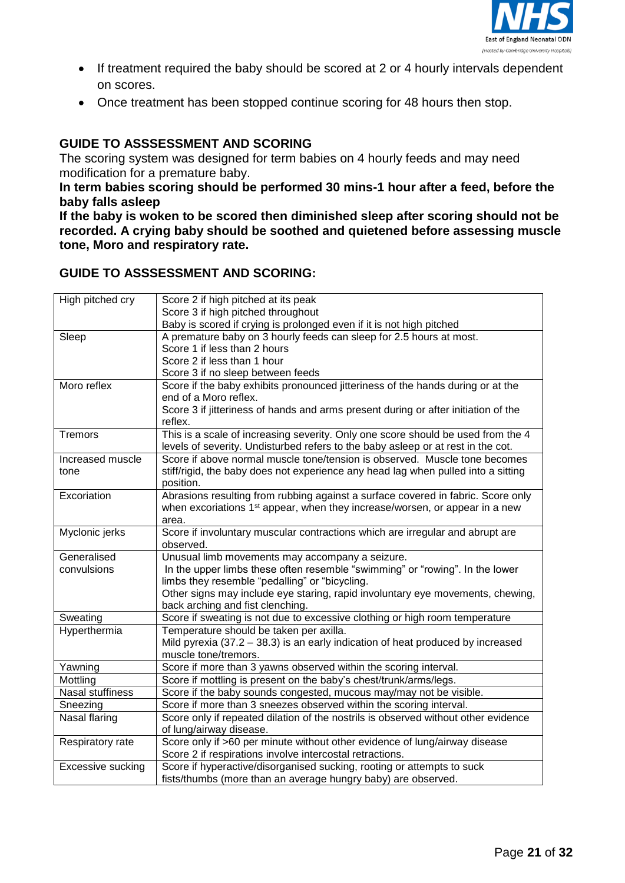- If treatment required the baby should be scored at 2 or 4 hourly intervals dependent on scores.
- Once treatment has been stopped continue scoring for 48 hours then stop.

## GUIDE TO ASSSESSMENT AND SCORING

The scoring system was designed for term babies on 4 hourly feeds and may need modification for a premature baby.

**In term babies scoring should be performed 30 mins-1 hour after a feed, before the baby falls asleep**

**If the baby is woken to be scored then diminished sleep after scoring should not be recorded. A crying baby should be soothed and quietened before assessing muscle tone, Moro and respiratory rate.**

## GUIDE TO ASSSESSMENT AND SCORING:

| | |
|---|---|
| High pitched cry | Score 2 if high pitched at its peak<br>Score 3 if high pitched throughout<br>Baby is scored if crying is prolonged even if it is not high pitched |
| Sleep | A premature baby on 3 hourly feeds can sleep for 2.5 hours at most.<br>Score 1 if less than 2 hours<br>Score 2 if less than 1 hour<br>Score 3 if no sleep between feeds |
| Moro reflex | Score if the baby exhibits pronounced jitteriness of the hands during or at the end of a Moro reflex.<br>Score 3 if jitteriness of hands and arms present during or after initiation of the reflex. |
| Tremors | This is a scale of increasing severity. Only one score should be used from the 4 levels of severity. Undisturbed refers to the baby asleep or at rest in the cot. |
| Increased muscle tone | Score if above normal muscle tone/tension is observed. Muscle tone becomes stiff/rigid, the baby does not experience any head lag when pulled into a sitting position. |
| Excoriation | Abrasions resulting from rubbing against a surface covered in fabric. Score only when excoriations 1st appear, when they increase/worsen, or appear in a new area. |
| Myclonic jerks | Score if involuntary muscular contractions which are irregular and abrupt are observed. |
| Generalised convulsions | Unusual limb movements may accompany a seizure.<br>In the upper limbs these often resemble "swimming" or "rowing". In the lower limbs they resemble "pedalling" or "bicycling.<br>Other signs may include eye staring, rapid involuntary eye movements, chewing, back arching and fist clenching. |
| Sweating | Score if sweating is not due to excessive clothing or high room temperature |
| Hyperthermia | Temperature should be taken per axilla.<br>Mild pyrexia (37.2 – 38.3) is an early indication of heat produced by increased muscle tone/tremors. |
| Yawning | Score if more than 3 yawns observed within the scoring interval. |
| Mottling | Score if mottling is present on the baby's chest/trunk/arms/legs. |
| Nasal stuffiness | Score if the baby sounds congested, mucous may/may not be visible. |
| Sneezing | Score if more than 3 sneezes observed within the scoring interval. |
| Nasal flaring | Score only if repeated dilation of the nostrils is observed without other evidence of lung/airway disease. |
| Respiratory rate | Score only if >60 per minute without other evidence of lung/airway disease<br>Score 2 if respirations involve intercostal retractions. |
| Excessive sucking | Score if hyperactive/disorganised sucking, rooting or attempts to suck fists/thumbs (more than an average hungry baby) are observed. |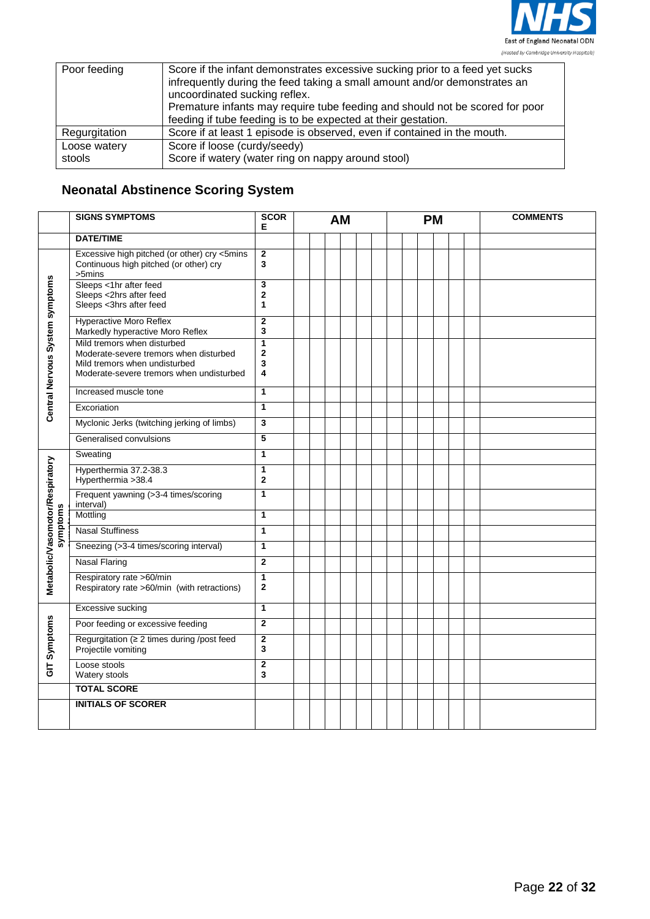| | |
|---|---|
| Poor feeding | Score if the infant demonstrates excessive sucking prior to a feed yet sucks infrequently during the feed taking a small amount and/or demonstrates an uncoordinated sucking reflex.<br>Premature infants may require tube feeding and should not be scored for poor feeding if tube feeding is to be expected at their gestation. |
| Regurgitation | Score if at least 1 episode is observed, even if contained in the mouth. |
| Loose watery stools | Score if loose (curdy/seedy)<br>Score if watery (water ring on nappy around stool) |

## Neonatal Abstinence Scoring System

| | SIGNS SYMPTOMS | SCORE | AM | | | | | | PM | | | | | | COMMENTS |
|---|---|---|---|---|---|---|---|---|---|---|---|---|---|---|---|
| | DATE/TIME | | | | | | | | | | | | | | |
| Central Nervous System symptoms | Excessive high pitched (or other) cry <5mins<br>Continuous high pitched (or other) cry >5mins | 2<br>3 | | | | | | | | | | | | | |
| | Sleeps <1hr after feed<br>Sleeps <2hrs after feed<br>Sleeps <3hrs after feed | 3<br>2<br>1 | | | | | | | | | | | | | |
| | Hyperactive Moro Reflex<br>Markedly hyperactive Moro Reflex | 2<br>3 | | | | | | | | | | | | | |
| | Mild tremors when disturbed<br>Moderate-severe tremors when disturbed<br>Mild tremors when undisturbed<br>Moderate-severe tremors when undisturbed | 1<br>2<br>3<br>4 | | | | | | | | | | | | | |
| | Increased muscle tone | 1 | | | | | | | | | | | | | |
| | Excoriation | 1 | | | | | | | | | | | | | |
| | Myclonic Jerks (twitching jerking of limbs) | 3 | | | | | | | | | | | | | |
| | Generalised convulsions | 5 | | | | | | | | | | | | | |
| Metabolic/Vasomotor/Respiratory symptoms | Sweating | 1 | | | | | | | | | | | | | |
| | Hyperthermia 37.2-38.3<br>Hyperthermia >38.4 | 1<br>2 | | | | | | | | | | | | | |
| | Frequent yawning (>3-4 times/scoring interval) | 1 | | | | | | | | | | | | | |
| | Mottling | 1 | | | | | | | | | | | | | |
| | Nasal Stuffiness | 1 | | | | | | | | | | | | | |
| | Sneezing (>3-4 times/scoring interval) | 1 | | | | | | | | | | | | | |
| | Nasal Flaring | 2 | | | | | | | | | | | | | |
| | Respiratory rate >60/min<br>Respiratory rate >60/min (with retractions) | 1<br>2 | | | | | | | | | | | | | |
| GIT Symptoms | Excessive sucking | 1 | | | | | | | | | | | | | |
| | Poor feeding or excessive feeding | 2 | | | | | | | | | | | | | |
| | Regurgitation (≥ 2 times during /post feed<br>Projectile vomiting | 2<br>3 | | | | | | | | | | | | | |
| | Loose stools<br>Watery stools | 2<br>3 | | | | | | | | | | | | | |
| | TOTAL SCORE | | | | | | | | | | | | | | |
| | INITIALS OF SCORER | | | | | | | | | | | | | | |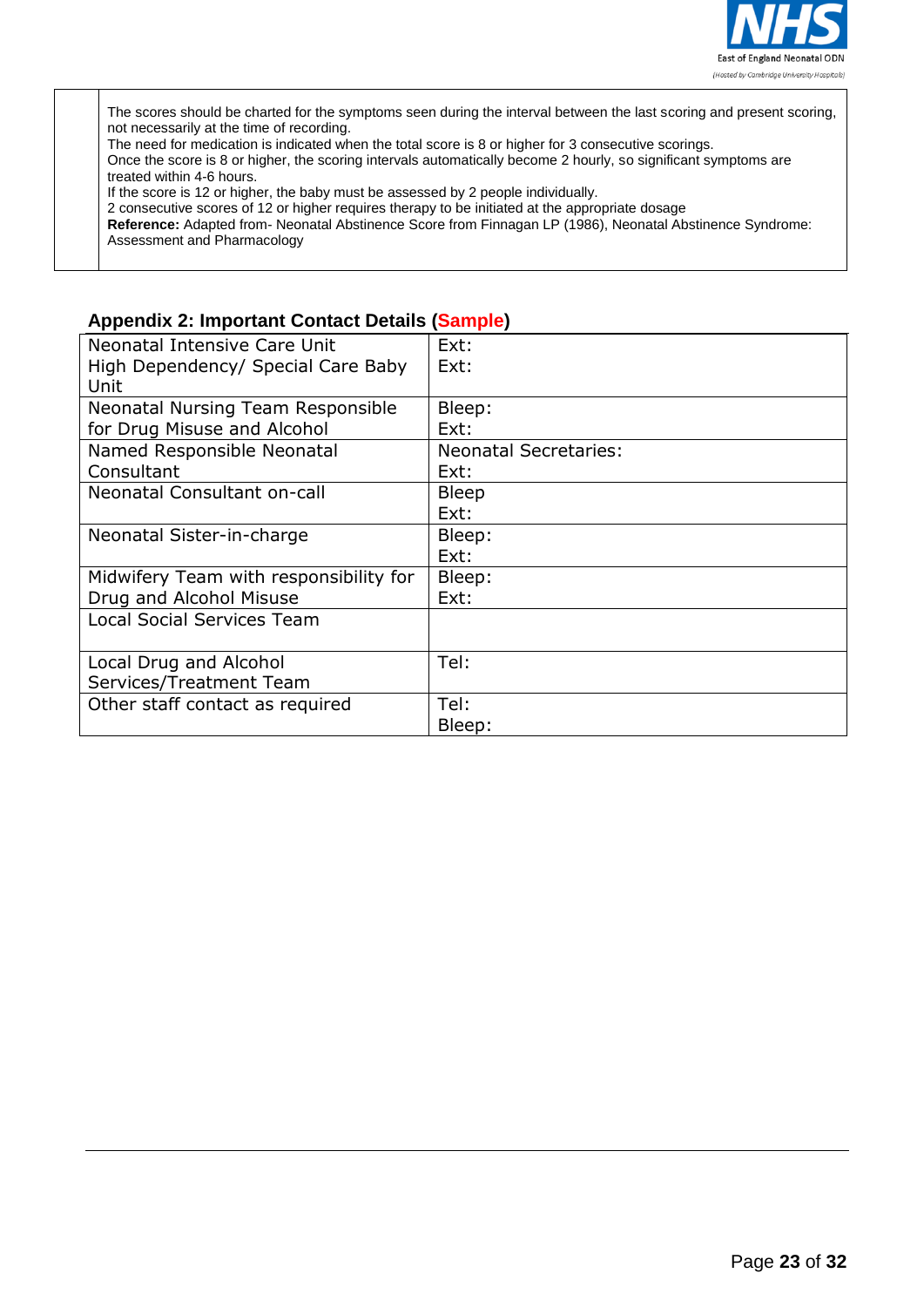| | The scores should be charted for the symptoms seen during the interval between the last scoring and present scoring, not necessarily at the time of recording.<br>The need for medication is indicated when the total score is 8 or higher for 3 consecutive scorings.<br>Once the score is 8 or higher, the scoring intervals automatically become 2 hourly, so significant symptoms are treated within 4-6 hours.<br>If the score is 12 or higher, the baby must be assessed by 2 people individually.<br>2 consecutive scores of 12 or higher requires therapy to be initiated at the appropriate dosage<br>**Reference:** Adapted from- Neonatal Abstinence Score from Finnagan LP (1986), Neonatal Abstinence Syndrome: Assessment and Pharmacology |
|---|---|

## Appendix 2: Important Contact Details (Sample)

| | |
|---|---|
| Neonatal Intensive Care Unit<br>High Dependency/ Special Care Baby Unit | Ext:<br>Ext: |
| Neonatal Nursing Team Responsible for Drug Misuse and Alcohol | Bleep:<br>Ext: |
| Named Responsible Neonatal Consultant | Neonatal Secretaries:<br>Ext: |
| Neonatal Consultant on-call | Bleep<br>Ext: |
| Neonatal Sister-in-charge | Bleep:<br>Ext: |
| Midwifery Team with responsibility for Drug and Alcohol Misuse | Bleep:<br>Ext: |
| Local Social Services Team | |
| Local Drug and Alcohol Services/Treatment Team | Tel: |
| Other staff contact as required | Tel:<br>Bleep: |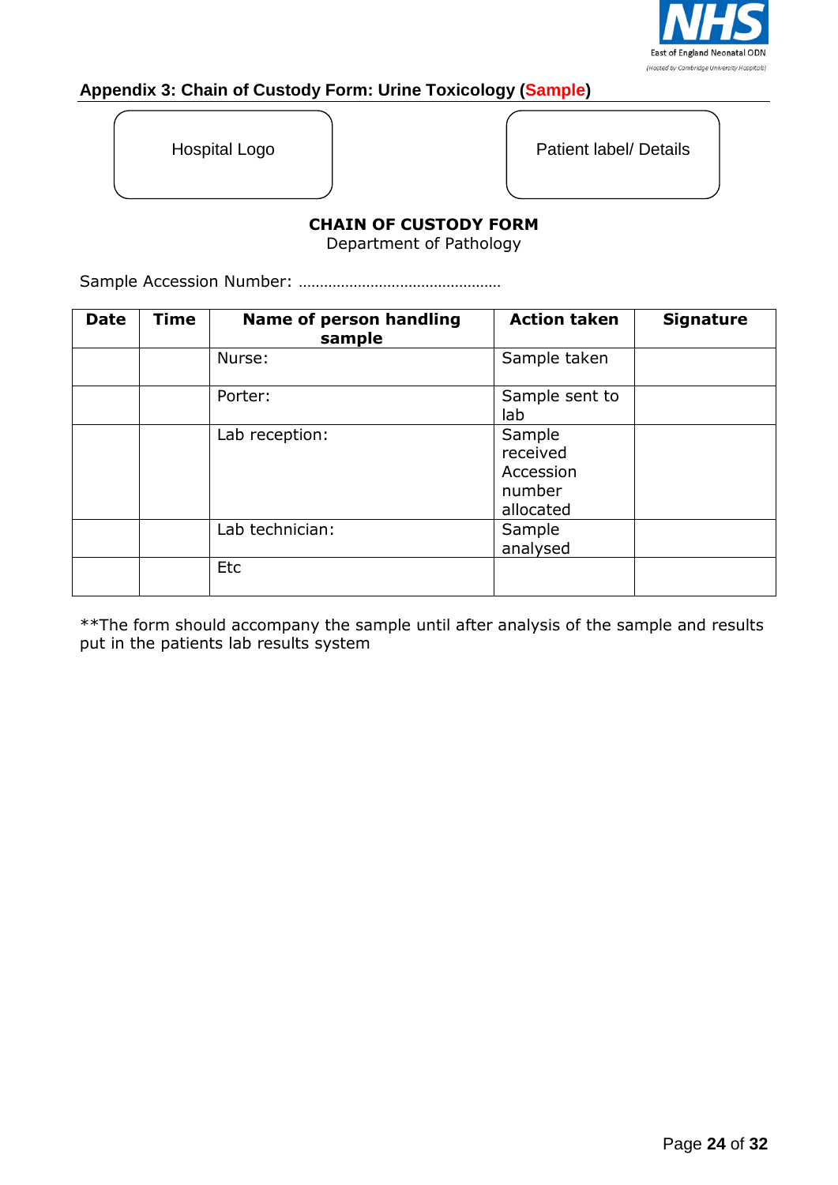## Appendix 3: Chain of Custody Form: Urine Toxicology (Sample)

| Hospital Logo | Patient label/ Details |
|---|---|

**CHAIN OF CUSTODY FORM**
Department of Pathology

Sample Accession Number: …………………………………………

| Date | Time | Name of person handling sample | Action taken | Signature |
|---|---|---|---|---|
| | | Nurse: | Sample taken | |
| | | Porter: | Sample sent to lab | |
| | | Lab reception: | Sample received Accession number allocated | |
| | | Lab technician: | Sample analysed | |
| | | Etc | | |

**The form should accompany the sample until after analysis of the sample and results put in the patients lab results system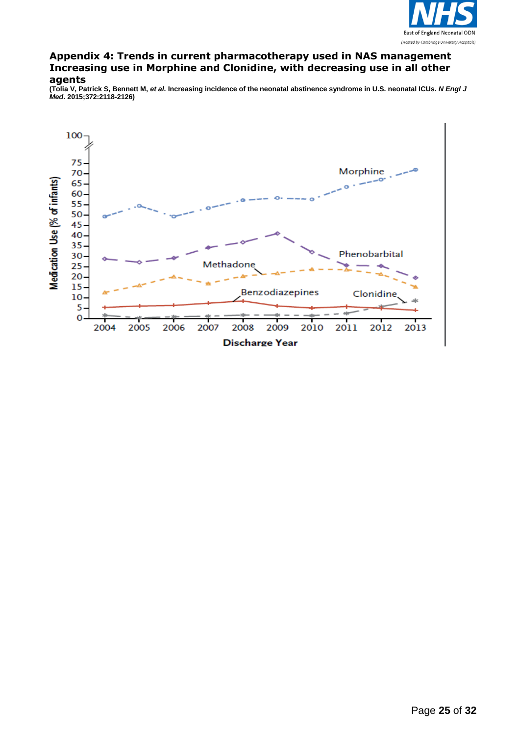## Appendix 4: Trends in current pharmacotherapy used in NAS management Increasing use in Morphine and Clonidine, with decreasing use in all other agents

**(Tolia V, Patrick S, Bennett M, *et al*. Increasing incidence of the neonatal abstinence syndrome in U.S. neonatal ICUs. *N Engl J Med*. 2015;372:2118-2126)**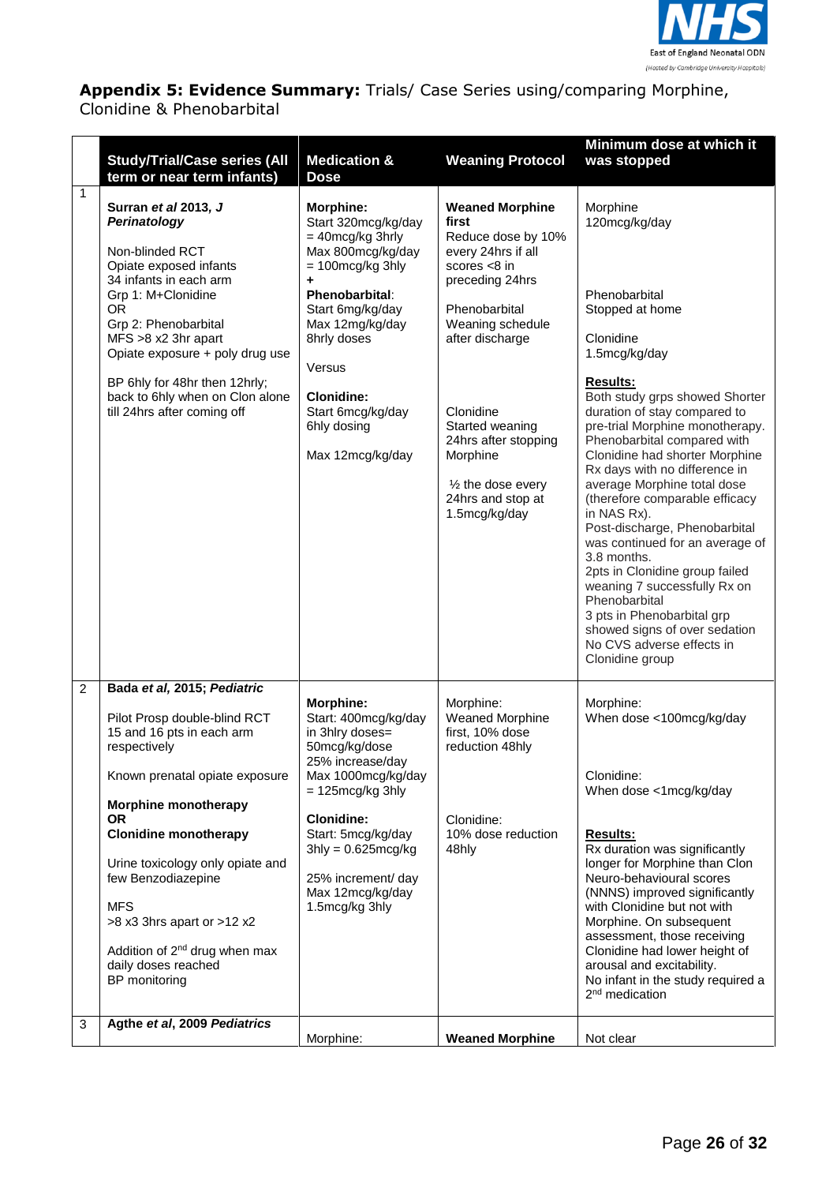**Appendix 5: Evidence Summary:** Trials/ Case Series using/comparing Morphine, Clonidine & Phenobarbital

| | Study/Trial/Case series (All term or near term infants) | Medication & Dose | Weaning Protocol | Minimum dose at which it was stopped |
|---|---|---|---|---|
| 1 | **Surran *et al* 2013, *J Perinatology***<br><br>Non-blinded RCT<br>Opiate exposed infants<br>34 infants in each arm<br>Grp 1: M+Clonidine<br>OR<br>Grp 2: Phenobarbital<br>MFS >8 x2 3hr apart<br>Opiate exposure + poly drug use<br><br>BP 6hly for 48hr then 12hrly; back to 6hly when on Clon alone till 24hrs after coming off | **Morphine:**<br>Start 320mcg/kg/day = 40mcg/kg 3hrly<br>Max 800mcg/kg/day = 100mcg/kg 3hly<br>**+**<br>**Phenobarbital**:<br>Start 6mg/kg/day<br>Max 12mg/kg/day<br>8hrly doses<br><br>Versus<br><br>**Clonidine:**<br>Start 6mcg/kg/day<br>6hly dosing<br><br>Max 12mcg/kg/day | **Weaned Morphine first**<br>Reduce dose by 10% every 24hrs if all scores <8 in preceding 24hrs<br><br>Phenobarbital<br>Weaning schedule after discharge<br><br>Clonidine<br>Started weaning 24hrs after stopping Morphine<br><br>½ the dose every 24hrs and stop at 1.5mcg/kg/day | Morphine<br>120mcg/kg/day<br><br>Phenobarbital<br>Stopped at home<br><br>Clonidine<br>1.5mcg/kg/day<br><br>**Results:**<br>Both study grps showed Shorter duration of stay compared to pre-trial Morphine monotherapy. Phenobarbital compared with Clonidine had shorter Morphine Rx days with no difference in average Morphine total dose (therefore comparable efficacy in NAS Rx).<br>Post-discharge, Phenobarbital was continued for an average of 3.8 months.<br>2pts in Clonidine group failed weaning 7 successfully Rx on Phenobarbital<br>3 pts in Phenobarbital grp showed signs of over sedation<br>No CVS adverse effects in Clonidine group |
| 2 | **Bada *et al*, 2015; *Pediatric***<br><br>Pilot Prosp double-blind RCT<br>15 and 16 pts in each arm respectively<br><br>Known prenatal opiate exposure<br><br>**Morphine monotherapy**<br>**OR**<br>**Clonidine monotherapy**<br><br>Urine toxicology only opiate and few Benzodiazepine<br><br>MFS<br>>8 x3 3hrs apart or >12 x2<br><br>Addition of 2nd drug when max daily doses reached<br>BP monitoring | **Morphine:**<br>Start: 400mcg/kg/day in 3hlry doses= 50mcg/kg/dose<br>25% increase/day<br>Max 1000mcg/kg/day = 125mcg/kg 3hly<br><br>**Clonidine:**<br>Start: 5mcg/kg/day<br>3hly = 0.625mcg/kg<br><br>25% increment/ day<br>Max 12mcg/kg/day<br>1.5mcg/kg 3hly | Morphine:<br>Weaned Morphine first, 10% dose reduction 48hly<br><br>Clonidine:<br>10% dose reduction 48hly | Morphine:<br>When dose <100mcg/kg/day<br><br>Clonidine:<br>When dose <1mcg/kg/day<br><br>**Results:**<br>Rx duration was significantly longer for Morphine than Clon<br>Neuro-behavioural scores (NNNS) improved significantly with Clonidine but not with Morphine. On subsequent assessment, those receiving Clonidine had lower height of arousal and excitability.<br>No infant in the study required a 2nd medication |
| 3 | **Agthe *et al*, 2009 *Pediatrics*** | Morphine: | **Weaned Morphine** | Not clear |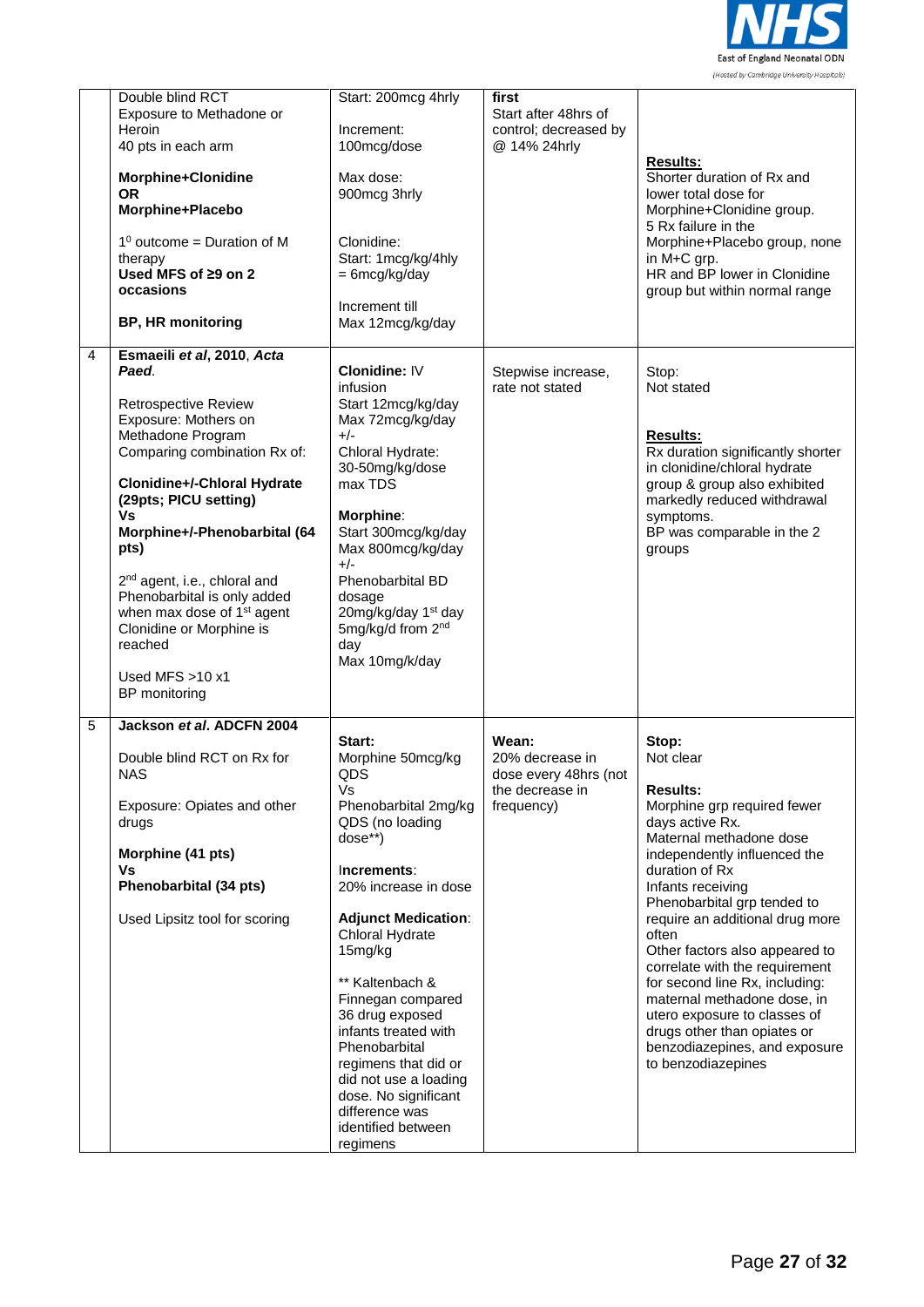| | | | | |
|---|---|---|---|---|
| | Double blind RCT<br>Exposure to Methadone or Heroin<br>40 pts in each arm<br><br>**Morphine+Clonidine**<br>**OR**<br>**Morphine+Placebo**<br><br>$1^0$ outcome = Duration of M therapy<br>**Used MFS of ≥9 on 2 occasions**<br><br>**BP, HR monitoring** | Start: 200mcg 4hrly<br><br>Increment: 100mcg/dose<br><br>Max dose: 900mcg 3hrly<br><br>Clonidine:<br>Start: 1mcg/kg/4hly = 6mcg/kg/day<br><br>Increment till Max 12mcg/kg/day | **first**<br>Start after 48hrs of control; decreased by @ 14% 24hrly | **Results:**<br>Shorter duration of Rx and lower total dose for Morphine+Clonidine group.<br>5 Rx failure in the Morphine+Placebo group, none in M+C grp.<br>HR and BP lower in Clonidine group but within normal range |
| 4 | **Esmaeili *et al*, 2010, *Acta Paed*.**<br><br>Retrospective Review<br>Exposure: Mothers on Methadone Program<br>Comparing combination Rx of:<br><br>**Clonidine+/-Chloral Hydrate (29pts; PICU setting)**<br>**Vs**<br>**Morphine+/-Phenobarbital (64 pts)**<br><br>2nd agent, i.e., chloral and Phenobarbital is only added when max dose of 1st agent Clonidine or Morphine is reached<br><br>Used MFS >10 x1<br>BP monitoring | **Clonidine:** IV infusion<br>Start 12mcg/kg/day<br>Max 72mcg/kg/day<br>+/-<br>Chloral Hydrate: 30-50mg/kg/dose max TDS<br><br>**Morphine**:<br>Start 300mcg/kg/day<br>Max 800mcg/kg/day<br>+/-<br>Phenobarbital BD dosage<br>20mg/kg/day 1st day<br>5mg/kg/d from 2nd day<br>Max 10mg/k/day | Stepwise increase, rate not stated | Stop:<br>Not stated<br><br>**Results:**<br>Rx duration significantly shorter in clonidine/chloral hydrate group & group also exhibited markedly reduced withdrawal symptoms.<br>BP was comparable in the 2 groups |
| 5 | **Jackson *et al*. ADCFN 2004**<br><br>Double blind RCT on Rx for NAS<br><br>Exposure: Opiates and other drugs<br><br>**Morphine (41 pts)**<br>**Vs**<br>**Phenobarbital (34 pts)**<br><br>Used Lipsitz tool for scoring | **Start:**<br>Morphine 50mcg/kg QDS<br>Vs<br>Phenobarbital 2mg/kg QDS (no loading dose**)<br><br>**Increments**:<br>20% increase in dose<br><br>**Adjunct Medication**:<br>Chloral Hydrate 15mg/kg<br><br>** Kaltenbach & Finnegan compared 36 drug exposed infants treated with Phenobarbital regimens that did or did not use a loading dose. No significant difference was identified between regimens | **Wean:**<br>20% decrease in dose every 48hrs (not the decrease in frequency) | **Stop:**<br>Not clear<br><br>**Results:**<br>Morphine grp required fewer days active Rx.<br>Maternal methadone dose independently influenced the duration of Rx<br>Infants receiving Phenobarbital grp tended to require an additional drug more often<br>Other factors also appeared to correlate with the requirement for second line Rx, including: maternal methadone dose, in utero exposure to classes of drugs other than opiates or benzodiazepines, and exposure to benzodiazepines |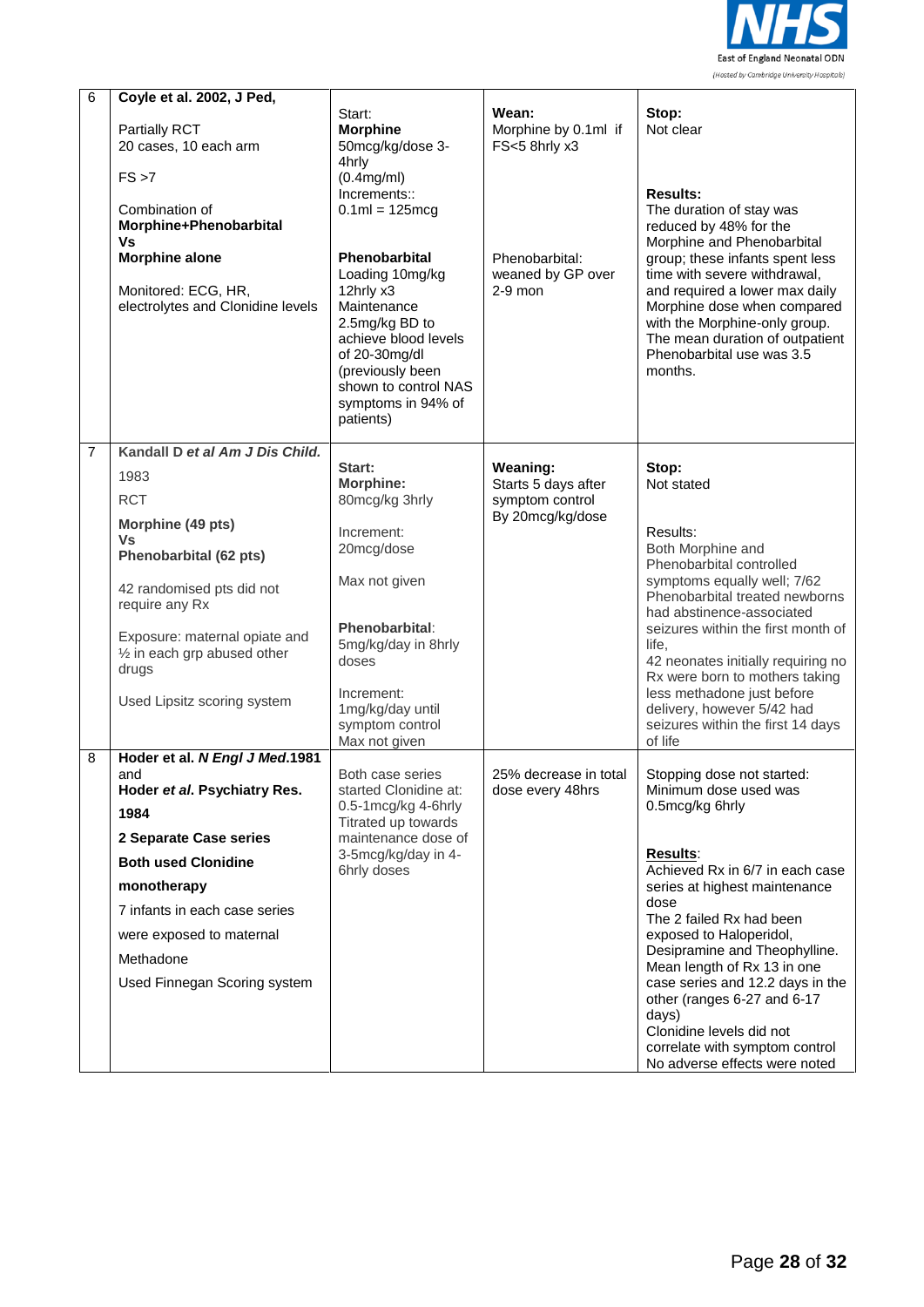| | | | | |
|---|---|---|---|---|
| 6 | **Coyle et al. 2002, J Ped,**<br><br>Partially RCT<br>20 cases, 10 each arm<br><br>FS >7<br><br>Combination of<br>**Morphine+Phenobarbital**<br>**Vs**<br>**Morphine alone**<br><br>Monitored: ECG, HR, electrolytes and Clonidine levels | Start:<br>**Morphine**<br>50mcg/kg/dose 3-4hrly<br>(0.4mg/ml)<br>Increments::<br>0.1ml = 125mcg<br><br>**Phenobarbital**<br>Loading 10mg/kg 12hrly x3<br>Maintenance<br>2.5mg/kg BD to achieve blood levels of 20-30mg/dl (previously been shown to control NAS symptoms in 94% of patients) | **Wean:**<br>Morphine by 0.1ml if FS<5 8hrly x3<br><br>Phenobarbital: weaned by GP over 2-9 mon | **Stop:**<br>Not clear<br><br>**Results:**<br>The duration of stay was reduced by 48% for the Morphine and Phenobarbital group; these infants spent less time with severe withdrawal, and required a lower max daily Morphine dose when compared with the Morphine-only group. The mean duration of outpatient Phenobarbital use was 3.5 months. |
| 7 | **Kandall D *et al Am J Dis Child.***<br>1983<br>RCT<br>**Morphine (49 pts)**<br>**Vs**<br>**Phenobarbital (62 pts)**<br><br>42 randomised pts did not require any Rx<br><br>Exposure: maternal opiate and ½ in each grp abused other drugs<br><br>Used Lipsitz scoring system | **Start:**<br>**Morphine:**<br>80mcg/kg 3hrly<br><br>Increment:<br>20mcg/dose<br><br>Max not given<br><br>**Phenobarbital**:<br>5mg/kg/day in 8hrly doses<br><br>Increment:<br>1mg/kg/day until symptom control<br>Max not given | **Weaning:**<br>Starts 5 days after symptom control<br>By 20mcg/kg/dose | **Stop:**<br>Not stated<br><br>Results:<br>Both Morphine and Phenobarbital controlled symptoms equally well; 7/62 Phenobarbital treated newborns had abstinence-associated seizures within the first month of life,<br>42 neonates initially requiring no Rx were born to mothers taking less methadone just before delivery, however 5/42 had seizures within the first 14 days of life |
| 8 | **Hoder et al. *N Engl J Med*.1981**<br>and<br>**Hoder *et al*. Psychiatry Res.**<br>**1984**<br>**2 Separate Case series**<br>**Both used Clonidine**<br>**monotherapy**<br>7 infants in each case series were exposed to maternal Methadone<br>Used Finnegan Scoring system | Both case series started Clonidine at: 0.5-1mcg/kg 4-6hrly<br>Titrated up towards maintenance dose of 3-5mcg/kg/day in 4-6hrly doses | 25% decrease in total dose every 48hrs | Stopping dose not started:<br>Minimum dose used was 0.5mcg/kg 6hrly<br><br>**Results**:<br>Achieved Rx in 6/7 in each case series at highest maintenance dose<br>The 2 failed Rx had been exposed to Haloperidol, Desipramine and Theophylline.<br>Mean length of Rx 13 in one case series and 12.2 days in the other (ranges 6-27 and 6-17 days)<br>Clonidine levels did not correlate with symptom control<br>No adverse effects were noted |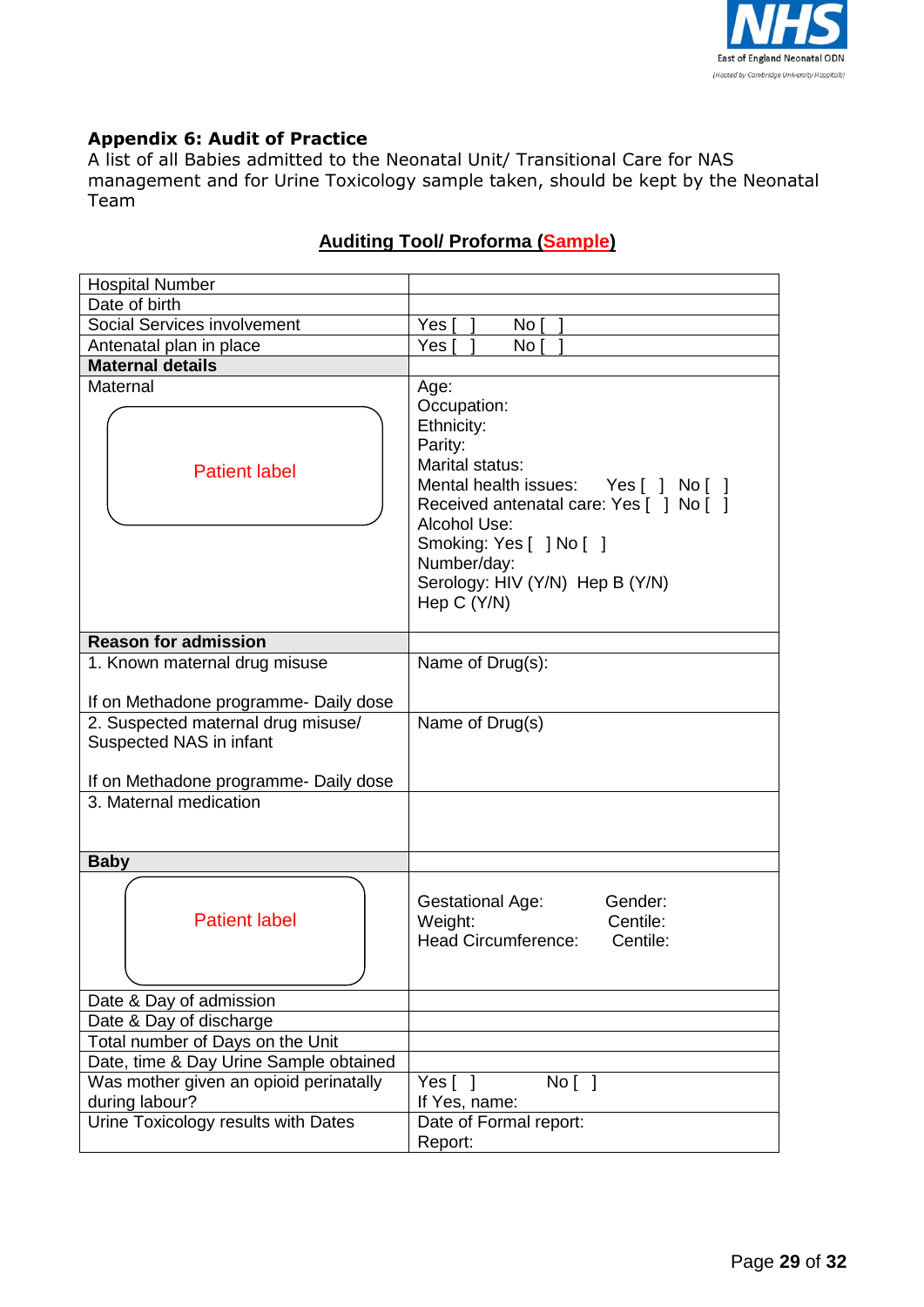**Appendix 6: Audit of Practice**

A list of all Babies admitted to the Neonatal Unit/ Transitional Care for NAS management and for Urine Toxicology sample taken, should be kept by the Neonatal Team

## Auditing Tool/ Proforma (Sample)

| | |
|---|---|
| Hospital Number | |
| Date of birth | |
| Social Services involvement | Yes [ ] No [ ] |
| Antenatal plan in place | Yes [ ] No [ ] |
| **Maternal details** | |
| Maternal<br><br>Patient label | Age:<br>Occupation:<br>Ethnicity:<br>Parity:<br>Marital status:<br>Mental health issues: Yes [ ] No [ ]<br>Received antenatal care: Yes [ ] No [ ]<br>Alcohol Use:<br>Smoking: Yes [ ] No [ ]<br>Number/day:<br>Serology: HIV (Y/N) Hep B (Y/N)<br>Hep C (Y/N) |
| **Reason for admission** | |
| 1. Known maternal drug misuse<br><br>If on Methadone programme- Daily dose | Name of Drug(s): |
| 2. Suspected maternal drug misuse/ Suspected NAS in infant<br><br>If on Methadone programme- Daily dose | Name of Drug(s) |
| 3. Maternal medication | |
| **Baby** | |
| Patient label | Gestational Age: Gender:<br>Weight: Centile:<br>Head Circumference: Centile: |
| Date & Day of admission | |
| Date & Day of discharge | |
| Total number of Days on the Unit | |
| Date, time & Day Urine Sample obtained | |
| Was mother given an opioid perinatally during labour? | Yes [ ] No [ ]<br>If Yes, name: |
| Urine Toxicology results with Dates | Date of Formal report:<br>Report: |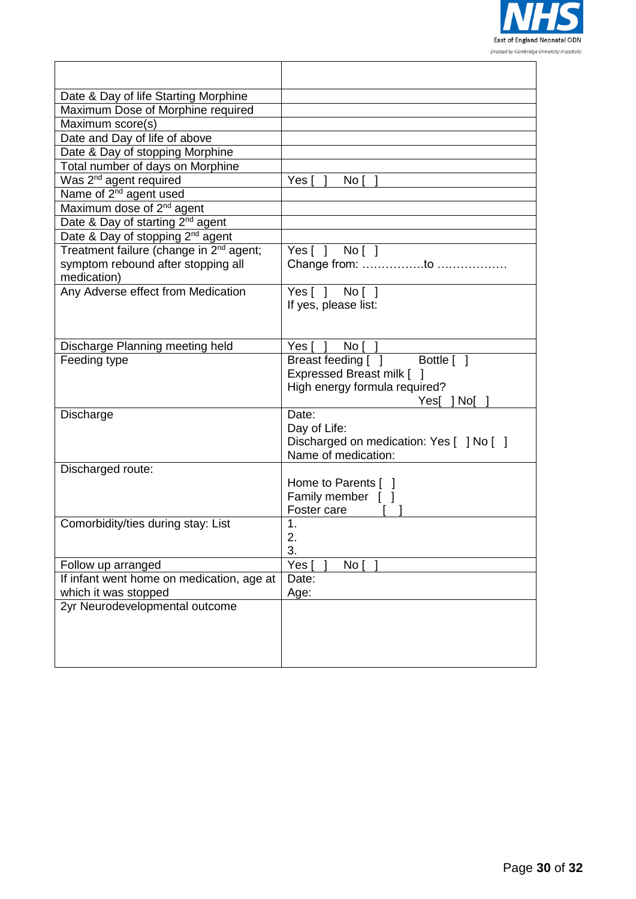| | |
|---|---|
| Date & Day of life Starting Morphine | |
| Maximum Dose of Morphine required | |
| Maximum score(s) | |
| Date and Day of life of above | |
| Date & Day of stopping Morphine | |
| Total number of days on Morphine | |
| Was 2nd agent required | Yes [ ] No [ ] |
| Name of 2nd agent used | |
| Maximum dose of 2nd agent | |
| Date & Day of starting 2nd agent | |
| Date & Day of stopping 2nd agent | |
| Treatment failure (change in 2nd agent; symptom rebound after stopping all medication) | Yes [ ] No [ ]<br>Change from: …………….to ……………… |
| Any Adverse effect from Medication | Yes [ ] No [ ]<br>If yes, please list: |
| Discharge Planning meeting held | Yes [ ] No [ ] |
| Feeding type | Breast feeding [ ] Bottle [ ]<br>Expressed Breast milk [ ]<br>High energy formula required?<br>Yes[ ] No[ ] |
| Discharge | Date:<br>Day of Life:<br>Discharged on medication: Yes [ ] No [ ]<br>Name of medication: |
| Discharged route: | Home to Parents [ ]<br>Family member [ ]<br>Foster care [ ] |
| Comorbidity/ties during stay: List | 1.<br>2.<br>3. |
| Follow up arranged | Yes [ ] No [ ] |
| If infant went home on medication, age at which it was stopped | Date:<br>Age: |
| 2yr Neurodevelopmental outcome | |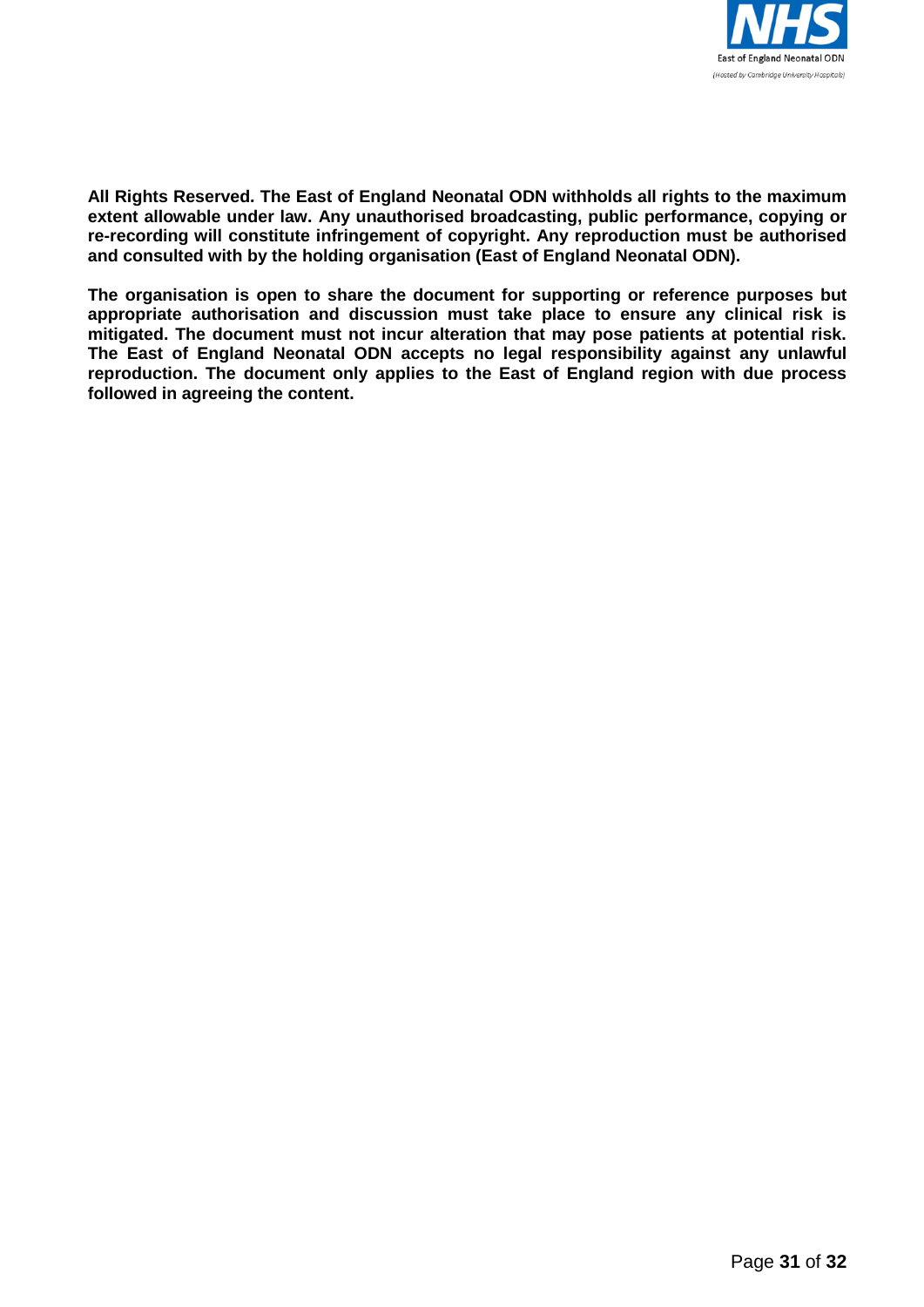**All Rights Reserved. The East of England Neonatal ODN withholds all rights to the maximum extent allowable under law. Any unauthorised broadcasting, public performance, copying or re-recording will constitute infringement of copyright. Any reproduction must be authorised and consulted with by the holding organisation (East of England Neonatal ODN).**

**The organisation is open to share the document for supporting or reference purposes but appropriate authorisation and discussion must take place to ensure any clinical risk is mitigated. The document must not incur alteration that may pose patients at potential risk. The East of England Neonatal ODN accepts no legal responsibility against any unlawful reproduction. The document only applies to the East of England region with due process followed in agreeing the content.**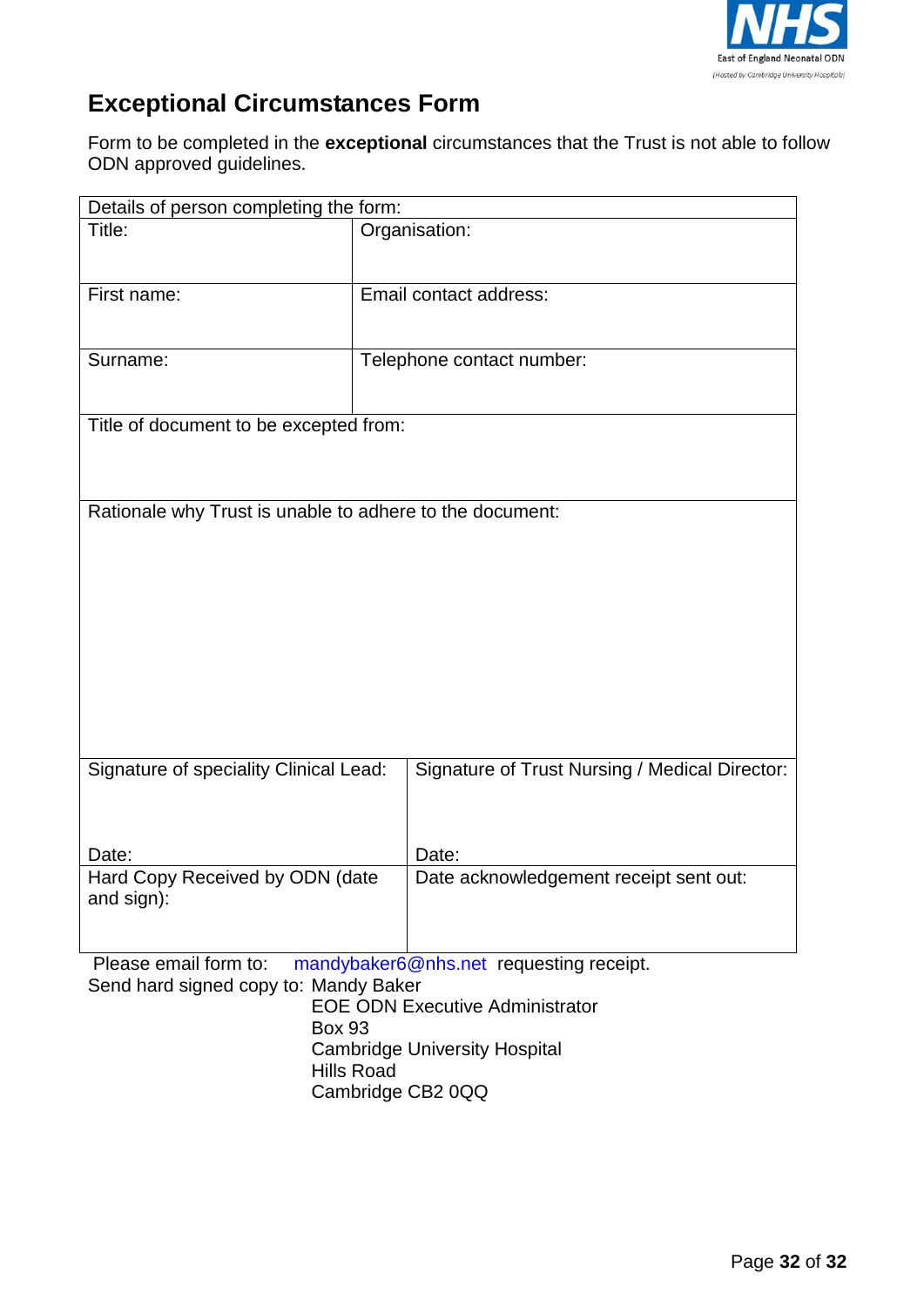East of England Neonatal ODN
(Hosted by Cambridge University Hospitals)

# Exceptional Circumstances Form

Form to be completed in the **exceptional** circumstances that the Trust is not able to follow ODN approved guidelines.

| Details of person completing the form: | |
|---|---|
| Title: | Organisation: |
| First name: | Email contact address: |
| Surname: | Telephone contact number: |
| Title of document to be excepted from: | |
| Rationale why Trust is unable to adhere to the document: | |
| Signature of speciality Clinical Lead:<br><br>Date: | Signature of Trust Nursing / Medical Director:<br><br>Date: |
| Hard Copy Received by ODN (date and sign): | Date acknowledgement receipt sent out: |

Please email form to: mandybaker6@nhs.net requesting receipt.

Send hard signed copy to: Mandy Baker
EOE ODN Executive Administrator
Box 93
Cambridge University Hospital
Hills Road
Cambridge CB2 0QQ